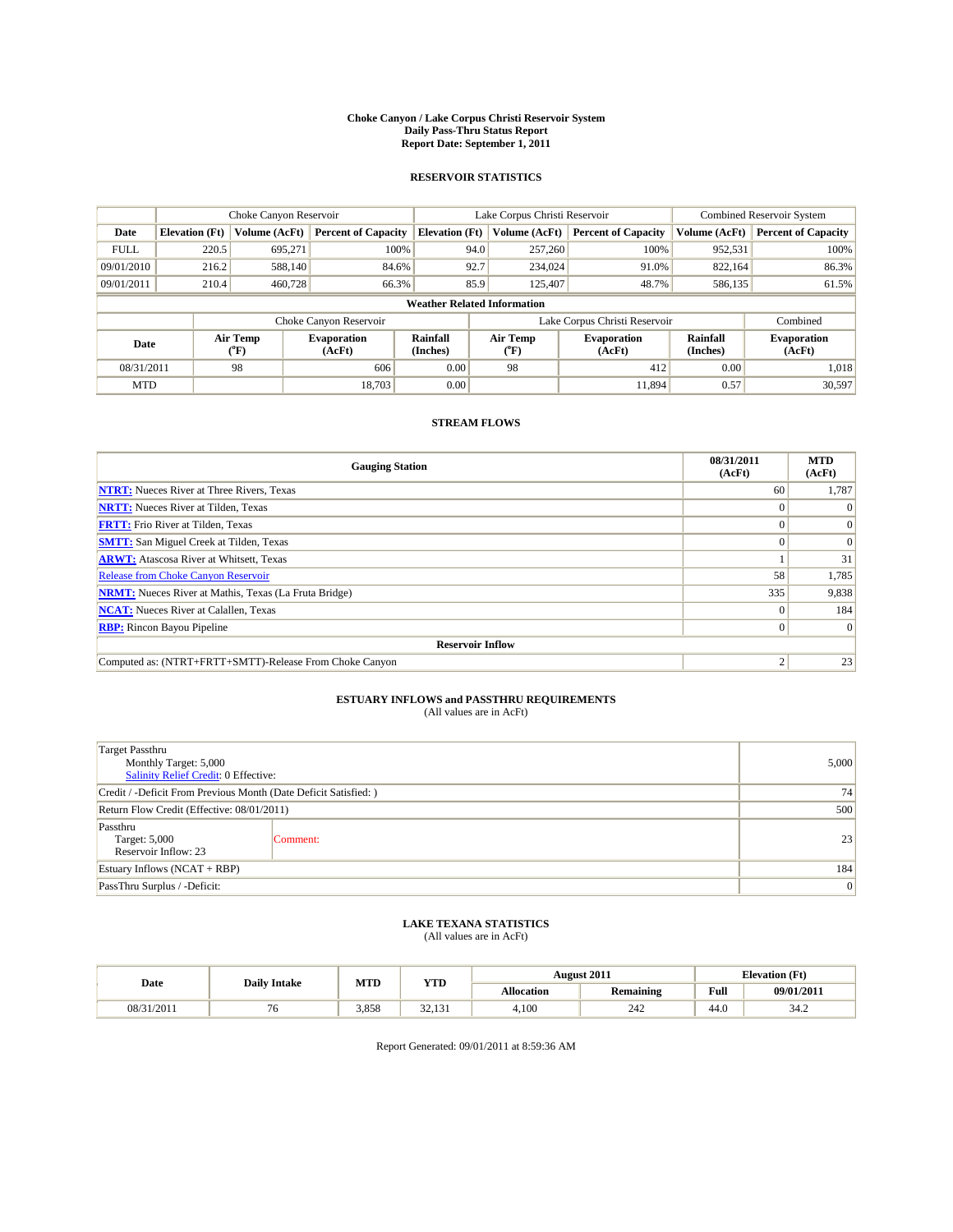# Choke Canyon / Lake Corpus Christi Reservoir System
## Daily Pass-Thru Status Report
### Report Date: September 1, 2011

### RESERVOIR STATISTICS

| | Choke Canyon Reservoir | | | Lake Corpus Christi Reservoir | | | Combined Reservoir System | |
|---|---|---|---|---|---|---|---|---|
| Date | Elevation (Ft) | Volume (AcFt) | Percent of Capacity | Elevation (Ft) | Volume (AcFt) | Percent of Capacity | Volume (AcFt) | Percent of Capacity |
| FULL | 220.5 | 695,271 | 100% | 94.0 | 257,260 | 100% | 952,531 | 100% |
| 09/01/2010 | 216.2 | 588,140 | 84.6% | 92.7 | 234,024 | 91.0% | 822,164 | 86.3% |
| 09/01/2011 | 210.4 | 460,728 | 66.3% | 85.9 | 125,407 | 48.7% | 586,135 | 61.5% |

**Weather Related Information**

| | Choke Canyon Reservoir | | | Lake Corpus Christi Reservoir | | | Combined |
|---|---|---|---|---|---|---|---|
| Date | Air Temp (°F) | Evaporation (AcFt) | Rainfall (Inches) | Air Temp (°F) | Evaporation (AcFt) | Rainfall (Inches) | Evaporation (AcFt) |
| 08/31/2011 | 98 | 606 | 0.00 | 98 | 412 | 0.00 | 1,018 |
| MTD | | 18,703 | 0.00 | | 11,894 | 0.57 | 30,597 |

### STREAM FLOWS

| Gauging Station | 08/31/2011 (AcFt) | MTD (AcFt) |
|---|---|---|
| NTRT: Nueces River at Three Rivers, Texas | 60 | 1,787 |
| NRTT: Nueces River at Tilden, Texas | 0 | 0 |
| FRTT: Frio River at Tilden, Texas | 0 | 0 |
| SMTT: San Miguel Creek at Tilden, Texas | 0 | 0 |
| ARWT: Atascosa River at Whitsett, Texas | 1 | 31 |
| Release from Choke Canyon Reservoir | 58 | 1,785 |
| NRMT: Nueces River at Mathis, Texas (La Fruta Bridge) | 335 | 9,838 |
| NCAT: Nueces River at Calallen, Texas | 0 | 184 |
| RBP: Rincon Bayou Pipeline | 0 | 0 |
| **Reservoir Inflow** | | |
| Computed as: (NTRT+FRTT+SMTT)-Release From Choke Canyon | 2 | 23 |

### ESTUARY INFLOWS and PASSTHRU REQUIREMENTS
(All values are in AcFt)

| | | |
|---|---|---|
| Target Passthru<br>Monthly Target: 5,000<br>Salinity Relief Credit: 0 Effective: | | 5,000 |
| Credit / -Deficit From Previous Month (Date Deficit Satisfied: ) | | 74 |
| Return Flow Credit (Effective: 08/01/2011) | | 500 |
| Passthru<br>Target: 5,000<br>Reservoir Inflow: 23 | Comment: | 23 |
| Estuary Inflows (NCAT + RBP) | | 184 |
| PassThru Surplus / -Deficit: | | 0 |

### LAKE TEXANA STATISTICS
(All values are in AcFt)

| Date | Daily Intake | MTD | YTD | August 2011 | | Elevation (Ft) | |
|---|---|---|---|---|---|---|---|
| | | | | Allocation | Remaining | Full | 09/01/2011 |
| 08/31/2011 | 76 | 3,858 | 32,131 | 4,100 | 242 | 44.0 | 34.2 |

Report Generated: 09/01/2011 at 8:59:36 AM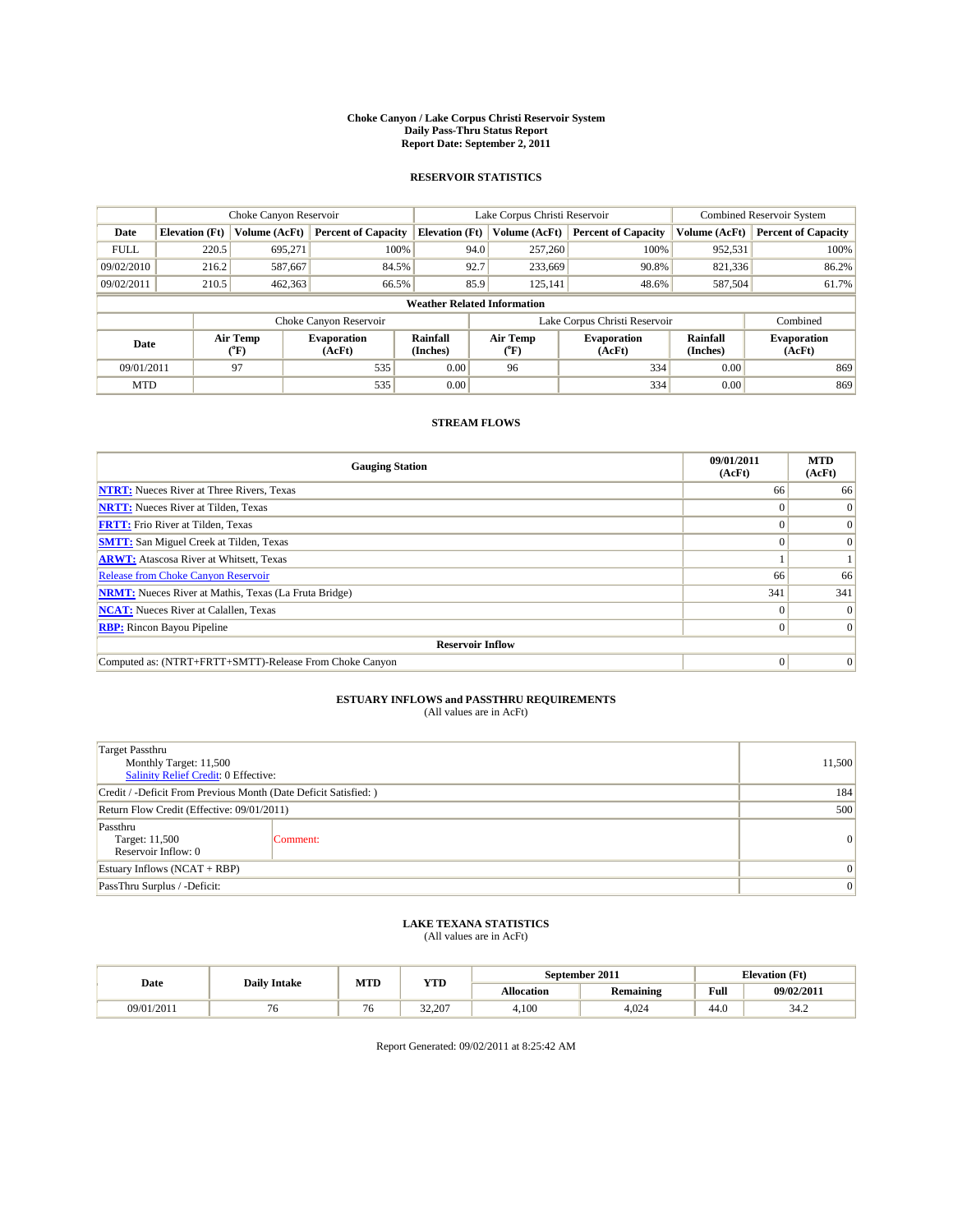# Choke Canyon / Lake Corpus Christi Reservoir System
## Daily Pass-Thru Status Report
## Report Date: September 2, 2011

### RESERVOIR STATISTICS

| | Choke Canyon Reservoir | | | Lake Corpus Christi Reservoir | | | Combined Reservoir System | |
|---|---|---|---|---|---|---|---|---|
| Date | Elevation (Ft) | Volume (AcFt) | Percent of Capacity | Elevation (Ft) | Volume (AcFt) | Percent of Capacity | Volume (AcFt) | Percent of Capacity |
| FULL | 220.5 | 695,271 | 100% | 94.0 | 257,260 | 100% | 952,531 | 100% |
| 09/02/2010 | 216.2 | 587,667 | 84.5% | 92.7 | 233,669 | 90.8% | 821,336 | 86.2% |
| 09/02/2011 | 210.5 | 462,363 | 66.5% | 85.9 | 125,141 | 48.6% | 587,504 | 61.7% |

**Weather Related Information**

| | Choke Canyon Reservoir | | | Lake Corpus Christi Reservoir | | | Combined |
|---|---|---|---|---|---|---|---|
| Date | Air Temp (°F) | Evaporation (AcFt) | Rainfall (Inches) | Air Temp (°F) | Evaporation (AcFt) | Rainfall (Inches) | Evaporation (AcFt) |
| 09/01/2011 | 97 | 535 | 0.00 | 96 | 334 | 0.00 | 869 |
| MTD | | 535 | 0.00 | | 334 | 0.00 | 869 |

### STREAM FLOWS

| Gauging Station | 09/01/2011 (AcFt) | MTD (AcFt) |
|---|---|---|
| NTRT: Nueces River at Three Rivers, Texas | 66 | 66 |
| NRTT: Nueces River at Tilden, Texas | 0 | 0 |
| FRTT: Frio River at Tilden, Texas | 0 | 0 |
| SMTT: San Miguel Creek at Tilden, Texas | 0 | 0 |
| ARWT: Atascosa River at Whitsett, Texas | 1 | 1 |
| Release from Choke Canyon Reservoir | 66 | 66 |
| NRMT: Nueces River at Mathis, Texas (La Fruta Bridge) | 341 | 341 |
| NCAT: Nueces River at Calallen, Texas | 0 | 0 |
| RBP: Rincon Bayou Pipeline | 0 | 0 |
| **Reservoir Inflow** | | |
| Computed as: (NTRT+FRTT+SMTT)-Release From Choke Canyon | 0 | 0 |

### ESTUARY INFLOWS and PASSTHRU REQUIREMENTS
(All values are in AcFt)

| | |
|---|---|
| Target Passthru<br>Monthly Target: 11,500<br>Salinity Relief Credit: 0 Effective: | 11,500 |
| Credit / -Deficit From Previous Month (Date Deficit Satisfied: ) | 184 |
| Return Flow Credit (Effective: 09/01/2011) | 500 |
| Passthru<br>Target: 11,500<br>Reservoir Inflow: 0 — Comment: | 0 |
| Estuary Inflows (NCAT + RBP) | 0 |
| PassThru Surplus / -Deficit: | 0 |

### LAKE TEXANA STATISTICS
(All values are in AcFt)

| Date | Daily Intake | MTD | YTD | September 2011 | | Elevation (Ft) | |
|---|---|---|---|---|---|---|---|
| | | | | Allocation | Remaining | Full | 09/02/2011 |
| 09/01/2011 | 76 | 76 | 32,207 | 4,100 | 4,024 | 44.0 | 34.2 |

Report Generated: 09/02/2011 at 8:25:42 AM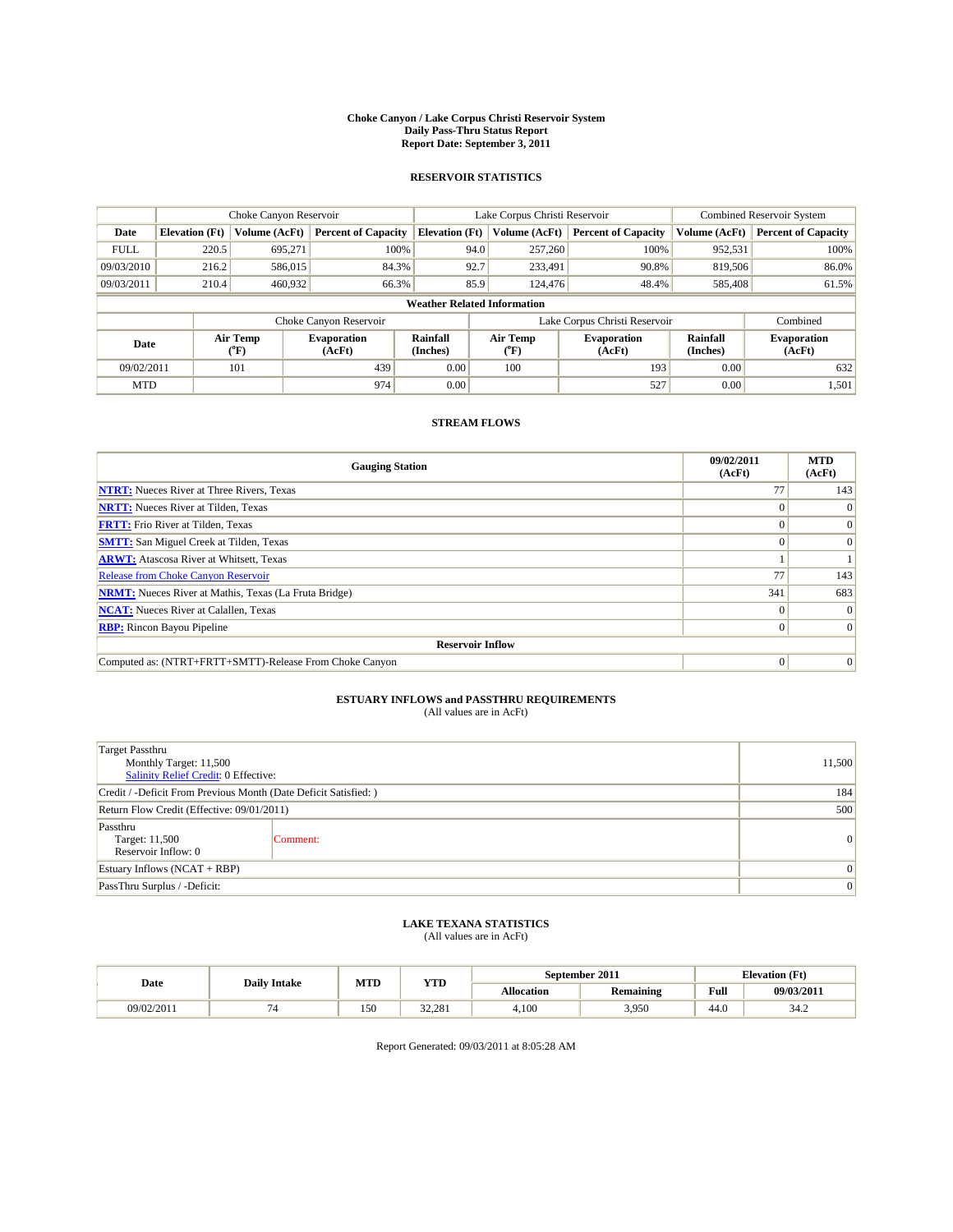**Choke Canyon / Lake Corpus Christi Reservoir System**
**Daily Pass-Thru Status Report**
**Report Date: September 3, 2011**

## RESERVOIR STATISTICS

| | Choke Canyon Reservoir | | | Lake Corpus Christi Reservoir | | | Combined Reservoir System | |
|---|---|---|---|---|---|---|---|---|
| Date | Elevation (Ft) | Volume (AcFt) | Percent of Capacity | Elevation (Ft) | Volume (AcFt) | Percent of Capacity | Volume (AcFt) | Percent of Capacity |
| FULL | 220.5 | 695,271 | 100% | 94.0 | 257,260 | 100% | 952,531 | 100% |
| 09/03/2010 | 216.2 | 586,015 | 84.3% | 92.7 | 233,491 | 90.8% | 819,506 | 86.0% |
| 09/03/2011 | 210.4 | 460,932 | 66.3% | 85.9 | 124,476 | 48.4% | 585,408 | 61.5% |

**Weather Related Information**

| | Choke Canyon Reservoir | | | Lake Corpus Christi Reservoir | | | Combined |
|---|---|---|---|---|---|---|---|
| Date | Air Temp (°F) | Evaporation (AcFt) | Rainfall (Inches) | Air Temp (°F) | Evaporation (AcFt) | Rainfall (Inches) | Evaporation (AcFt) |
| 09/02/2011 | 101 | 439 | 0.00 | 100 | 193 | 0.00 | 632 |
| MTD | | 974 | 0.00 | | 527 | 0.00 | 1,501 |

## STREAM FLOWS

| Gauging Station | 09/02/2011 (AcFt) | MTD (AcFt) |
|---|---|---|
| **NTRT:** Nueces River at Three Rivers, Texas | 77 | 143 |
| **NRTT:** Nueces River at Tilden, Texas | 0 | 0 |
| **FRTT:** Frio River at Tilden, Texas | 0 | 0 |
| **SMTT:** San Miguel Creek at Tilden, Texas | 0 | 0 |
| **ARWT:** Atascosa River at Whitsett, Texas | 1 | 1 |
| Release from Choke Canyon Reservoir | 77 | 143 |
| **NRMT:** Nueces River at Mathis, Texas (La Fruta Bridge) | 341 | 683 |
| **NCAT:** Nueces River at Calallen, Texas | 0 | 0 |
| **RBP:** Rincon Bayou Pipeline | 0 | 0 |
| **Reservoir Inflow** | | |
| Computed as: (NTRT+FRTT+SMTT)-Release From Choke Canyon | 0 | 0 |

## ESTUARY INFLOWS and PASSTHRU REQUIREMENTS

(All values are in AcFt)

| | |
|---|---|
| Target Passthru<br>Monthly Target: 11,500<br>Salinity Relief Credit: 0 Effective: | 11,500 |
| Credit / -Deficit From Previous Month (Date Deficit Satisfied: ) | 184 |
| Return Flow Credit (Effective: 09/01/2011) | 500 |
| Passthru<br>Target: 11,500<br>Reservoir Inflow: 0 — Comment: | 0 |
| Estuary Inflows (NCAT + RBP) | 0 |
| PassThru Surplus / -Deficit: | 0 |

## LAKE TEXANA STATISTICS

(All values are in AcFt)

| Date | Daily Intake | MTD | YTD | September 2011 | | Elevation (Ft) | |
|---|---|---|---|---|---|---|---|
| | | | | Allocation | Remaining | Full | 09/03/2011 |
| 09/02/2011 | 74 | 150 | 32,281 | 4,100 | 3,950 | 44.0 | 34.2 |

Report Generated: 09/03/2011 at 8:05:28 AM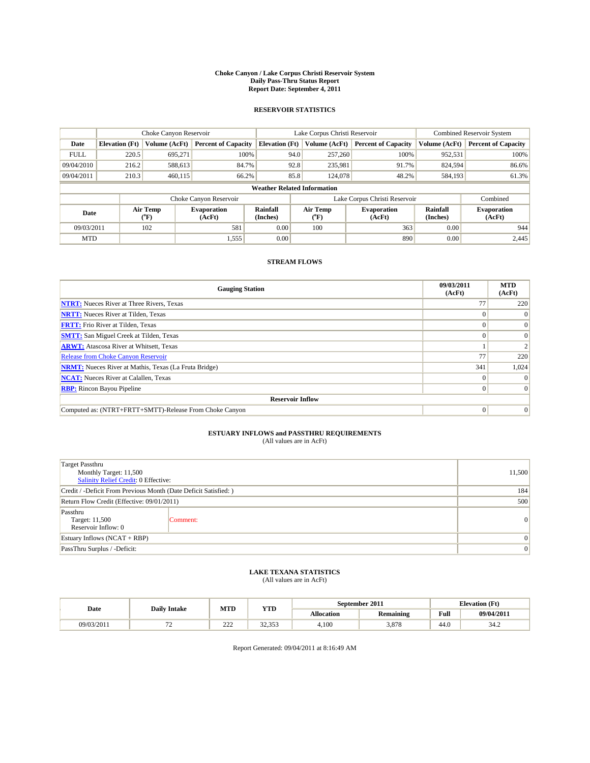# Choke Canyon / Lake Corpus Christi Reservoir System
## Daily Pass-Thru Status Report
### Report Date: September 4, 2011

## RESERVOIR STATISTICS

| | Choke Canyon Reservoir | | | Lake Corpus Christi Reservoir | | | Combined Reservoir System | |
|---|---|---|---|---|---|---|---|---|
| Date | Elevation (Ft) | Volume (AcFt) | Percent of Capacity | Elevation (Ft) | Volume (AcFt) | Percent of Capacity | Volume (AcFt) | Percent of Capacity |
| FULL | 220.5 | 695,271 | 100% | 94.0 | 257,260 | 100% | 952,531 | 100% |
| 09/04/2010 | 216.2 | 588,613 | 84.7% | 92.8 | 235,981 | 91.7% | 824,594 | 86.6% |
| 09/04/2011 | 210.3 | 460,115 | 66.2% | 85.8 | 124,078 | 48.2% | 584,193 | 61.3% |

**Weather Related Information**

| | Choke Canyon Reservoir | | | Lake Corpus Christi Reservoir | | | Combined |
|---|---|---|---|---|---|---|---|
| Date | Air Temp (°F) | Evaporation (AcFt) | Rainfall (Inches) | Air Temp (°F) | Evaporation (AcFt) | Rainfall (Inches) | Evaporation (AcFt) |
| 09/03/2011 | 102 | 581 | 0.00 | 100 | 363 | 0.00 | 944 |
| MTD | | 1,555 | 0.00 | | 890 | 0.00 | 2,445 |

## STREAM FLOWS

| Gauging Station | 09/03/2011 (AcFt) | MTD (AcFt) |
|---|---|---|
| NTRT: Nueces River at Three Rivers, Texas | 77 | 220 |
| NRTT: Nueces River at Tilden, Texas | 0 | 0 |
| FRTT: Frio River at Tilden, Texas | 0 | 0 |
| SMTT: San Miguel Creek at Tilden, Texas | 0 | 0 |
| ARWT: Atascosa River at Whitsett, Texas | 1 | 2 |
| Release from Choke Canyon Reservoir | 77 | 220 |
| NRMT: Nueces River at Mathis, Texas (La Fruta Bridge) | 341 | 1,024 |
| NCAT: Nueces River at Calallen, Texas | 0 | 0 |
| RBP: Rincon Bayou Pipeline | 0 | 0 |
| **Reservoir Inflow** | | |
| Computed as: (NTRT+FRTT+SMTT)-Release From Choke Canyon | 0 | 0 |

## ESTUARY INFLOWS and PASSTHRU REQUIREMENTS
(All values are in AcFt)

| | |
|---|---|
| Target Passthru<br>Monthly Target: 11,500<br>Salinity Relief Credit: 0 Effective: | 11,500 |
| Credit / -Deficit From Previous Month (Date Deficit Satisfied: ) | 184 |
| Return Flow Credit (Effective: 09/01/2011) | 500 |
| Passthru<br>Target: 11,500<br>Reservoir Inflow: 0 — Comment: | 0 |
| Estuary Inflows (NCAT + RBP) | 0 |
| PassThru Surplus / -Deficit: | 0 |

## LAKE TEXANA STATISTICS
(All values are in AcFt)

| Date | Daily Intake | MTD | YTD | September 2011 | | Elevation (Ft) | |
|---|---|---|---|---|---|---|---|
| | | | | Allocation | Remaining | Full | 09/04/2011 |
| 09/03/2011 | 72 | 222 | 32,353 | 4,100 | 3,878 | 44.0 | 34.2 |

Report Generated: 09/04/2011 at 8:16:49 AM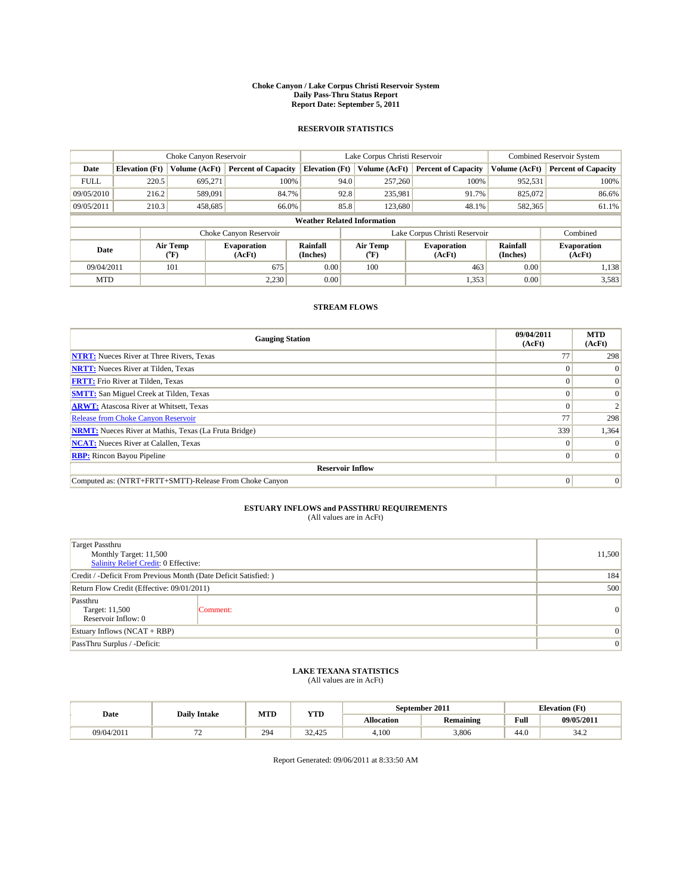# Choke Canyon / Lake Corpus Christi Reservoir System
## Daily Pass-Thru Status Report
### Report Date: September 5, 2011

## RESERVOIR STATISTICS

| | Choke Canyon Reservoir | | | Lake Corpus Christi Reservoir | | | Combined Reservoir System | |
|---|---|---|---|---|---|---|---|---|
| Date | Elevation (Ft) | Volume (AcFt) | Percent of Capacity | Elevation (Ft) | Volume (AcFt) | Percent of Capacity | Volume (AcFt) | Percent of Capacity |
| FULL | 220.5 | 695,271 | 100% | 94.0 | 257,260 | 100% | 952,531 | 100% |
| 09/05/2010 | 216.2 | 589,091 | 84.7% | 92.8 | 235,981 | 91.7% | 825,072 | 86.6% |
| 09/05/2011 | 210.3 | 458,685 | 66.0% | 85.8 | 123,680 | 48.1% | 582,365 | 61.1% |

**Weather Related Information**

| | Choke Canyon Reservoir | | | Lake Corpus Christi Reservoir | | | Combined |
|---|---|---|---|---|---|---|---|
| Date | Air Temp (°F) | Evaporation (AcFt) | Rainfall (Inches) | Air Temp (°F) | Evaporation (AcFt) | Rainfall (Inches) | Evaporation (AcFt) |
| 09/04/2011 | 101 | 675 | 0.00 | 100 | 463 | 0.00 | 1,138 |
| MTD | | 2,230 | 0.00 | | 1,353 | 0.00 | 3,583 |

## STREAM FLOWS

| Gauging Station | 09/04/2011 (AcFt) | MTD (AcFt) |
|---|---|---|
| NTRT: Nueces River at Three Rivers, Texas | 77 | 298 |
| NRTT: Nueces River at Tilden, Texas | 0 | 0 |
| FRTT: Frio River at Tilden, Texas | 0 | 0 |
| SMTT: San Miguel Creek at Tilden, Texas | 0 | 0 |
| ARWT: Atascosa River at Whitsett, Texas | 0 | 2 |
| Release from Choke Canyon Reservoir | 77 | 298 |
| NRMT: Nueces River at Mathis, Texas (La Fruta Bridge) | 339 | 1,364 |
| NCAT: Nueces River at Calallen, Texas | 0 | 0 |
| RBP: Rincon Bayou Pipeline | 0 | 0 |
| **Reservoir Inflow** | | |
| Computed as: (NTRT+FRTT+SMTT)-Release From Choke Canyon | 0 | 0 |

## ESTUARY INFLOWS and PASSTHRU REQUIREMENTS
(All values are in AcFt)

| | |
|---|---|
| Target Passthru<br>Monthly Target: 11,500<br>Salinity Relief Credit: 0 Effective: | 11,500 |
| Credit / -Deficit From Previous Month (Date Deficit Satisfied: ) | 184 |
| Return Flow Credit (Effective: 09/01/2011) | 500 |
| Passthru<br>Target: 11,500<br>Reservoir Inflow: 0 — Comment: | 0 |
| Estuary Inflows (NCAT + RBP) | 0 |
| PassThru Surplus / -Deficit: | 0 |

## LAKE TEXANA STATISTICS
(All values are in AcFt)

| Date | Daily Intake | MTD | YTD | September 2011 | | Elevation (Ft) | |
|---|---|---|---|---|---|---|---|
| | | | | Allocation | Remaining | Full | 09/05/2011 |
| 09/04/2011 | 72 | 294 | 32,425 | 4,100 | 3,806 | 44.0 | 34.2 |

Report Generated: 09/06/2011 at 8:33:50 AM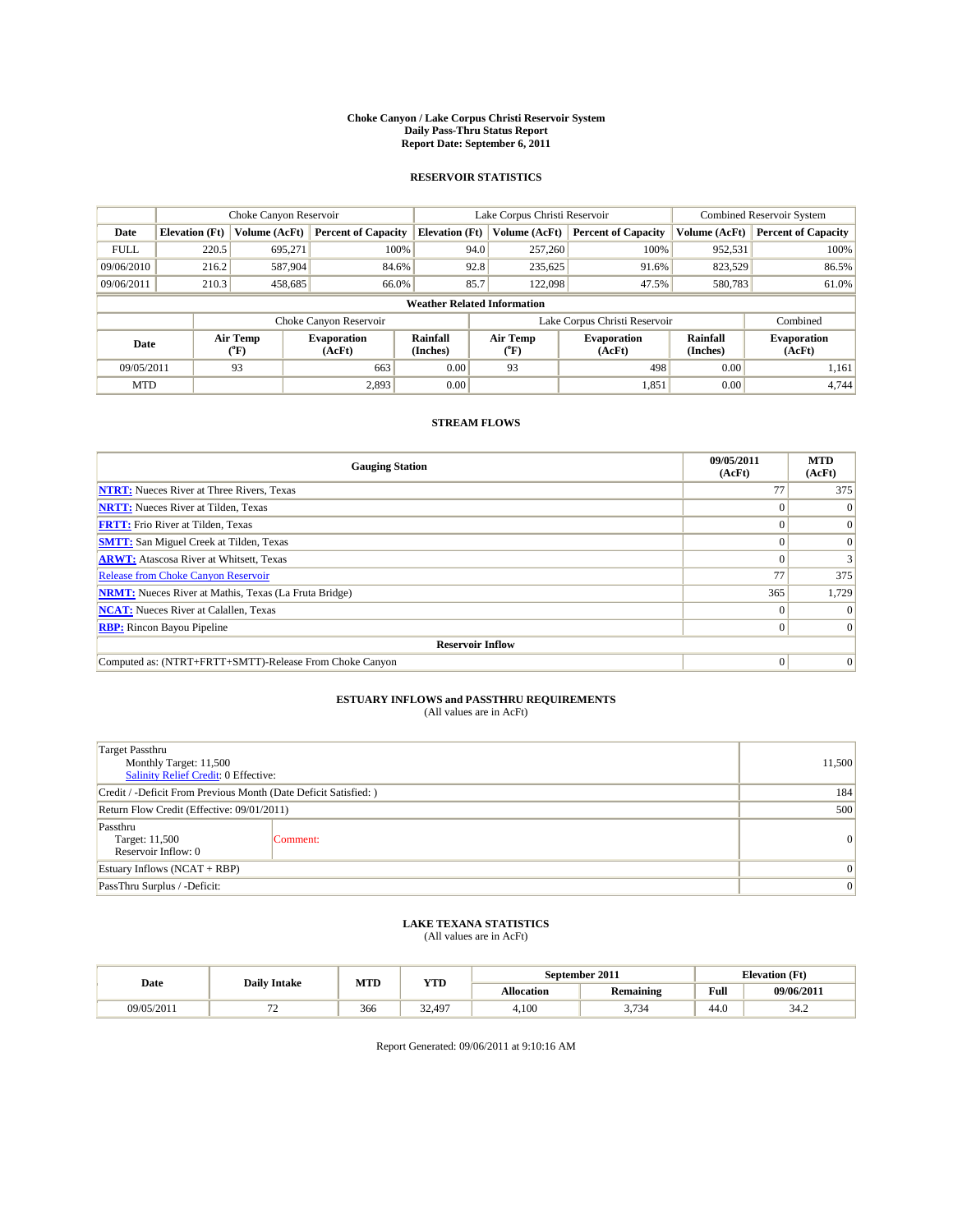# Choke Canyon / Lake Corpus Christi Reservoir System
## Daily Pass-Thru Status Report
## Report Date: September 6, 2011

### RESERVOIR STATISTICS

| | Choke Canyon Reservoir | | | Lake Corpus Christi Reservoir | | | Combined Reservoir System | |
|---|---|---|---|---|---|---|---|---|
| Date | Elevation (Ft) | Volume (AcFt) | Percent of Capacity | Elevation (Ft) | Volume (AcFt) | Percent of Capacity | Volume (AcFt) | Percent of Capacity |
| FULL | 220.5 | 695,271 | 100% | 94.0 | 257,260 | 100% | 952,531 | 100% |
| 09/06/2010 | 216.2 | 587,904 | 84.6% | 92.8 | 235,625 | 91.6% | 823,529 | 86.5% |
| 09/06/2011 | 210.3 | 458,685 | 66.0% | 85.7 | 122,098 | 47.5% | 580,783 | 61.0% |

**Weather Related Information**

| | Choke Canyon Reservoir | | | Lake Corpus Christi Reservoir | | | Combined |
|---|---|---|---|---|---|---|---|
| Date | Air Temp (°F) | Evaporation (AcFt) | Rainfall (Inches) | Air Temp (°F) | Evaporation (AcFt) | Rainfall (Inches) | Evaporation (AcFt) |
| 09/05/2011 | 93 | 663 | 0.00 | 93 | 498 | 0.00 | 1,161 |
| MTD | | 2,893 | 0.00 | | 1,851 | 0.00 | 4,744 |

### STREAM FLOWS

| Gauging Station | 09/05/2011 (AcFt) | MTD (AcFt) |
|---|---|---|
| NTRT: Nueces River at Three Rivers, Texas | 77 | 375 |
| NRTT: Nueces River at Tilden, Texas | 0 | 0 |
| FRTT: Frio River at Tilden, Texas | 0 | 0 |
| SMTT: San Miguel Creek at Tilden, Texas | 0 | 0 |
| ARWT: Atascosa River at Whitsett, Texas | 0 | 3 |
| Release from Choke Canyon Reservoir | 77 | 375 |
| NRMT: Nueces River at Mathis, Texas (La Fruta Bridge) | 365 | 1,729 |
| NCAT: Nueces River at Calallen, Texas | 0 | 0 |
| RBP: Rincon Bayou Pipeline | 0 | 0 |
| **Reservoir Inflow** | | |
| Computed as: (NTRT+FRTT+SMTT)-Release From Choke Canyon | 0 | 0 |

### ESTUARY INFLOWS and PASSTHRU REQUIREMENTS
(All values are in AcFt)

| | |
|---|---|
| Target Passthru<br>Monthly Target: 11,500<br>Salinity Relief Credit: 0 Effective: | 11,500 |
| Credit / -Deficit From Previous Month (Date Deficit Satisfied: ) | 184 |
| Return Flow Credit (Effective: 09/01/2011) | 500 |
| Passthru<br>Target: 11,500<br>Reservoir Inflow: 0 &nbsp;&nbsp;&nbsp; Comment: | 0 |
| Estuary Inflows (NCAT + RBP) | 0 |
| PassThru Surplus / -Deficit: | 0 |

### LAKE TEXANA STATISTICS
(All values are in AcFt)

| Date | Daily Intake | MTD | YTD | September 2011 | | Elevation (Ft) | |
|---|---|---|---|---|---|---|---|
| | | | | Allocation | Remaining | Full | 09/06/2011 |
| 09/05/2011 | 72 | 366 | 32,497 | 4,100 | 3,734 | 44.0 | 34.2 |

Report Generated: 09/06/2011 at 9:10:16 AM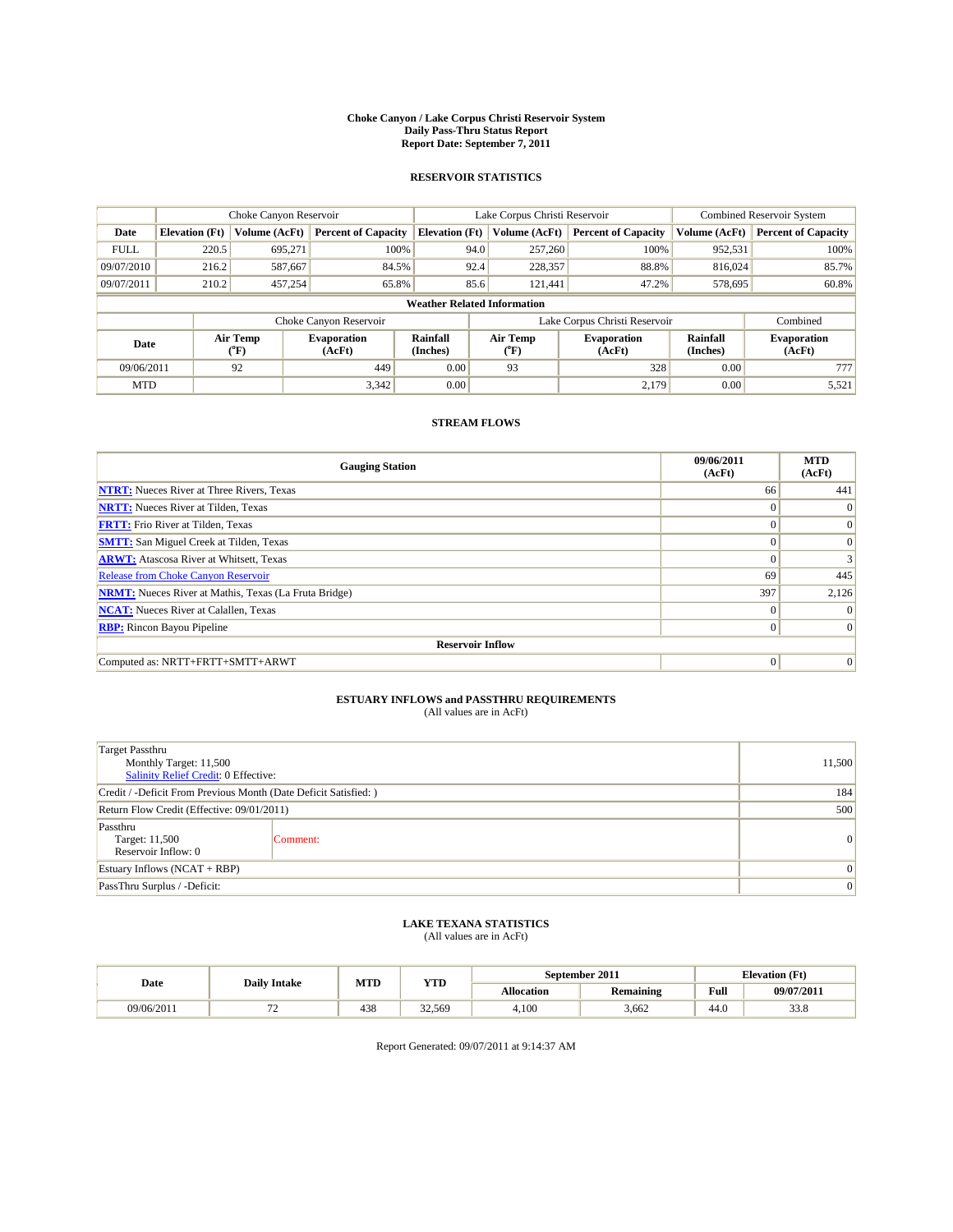# Choke Canyon / Lake Corpus Christi Reservoir System
## Daily Pass-Thru Status Report
### Report Date: September 7, 2011

## RESERVOIR STATISTICS

| | Choke Canyon Reservoir | | | Lake Corpus Christi Reservoir | | | Combined Reservoir System | |
|---|---|---|---|---|---|---|---|---|
| Date | Elevation (Ft) | Volume (AcFt) | Percent of Capacity | Elevation (Ft) | Volume (AcFt) | Percent of Capacity | Volume (AcFt) | Percent of Capacity |
| FULL | 220.5 | 695,271 | 100% | 94.0 | 257,260 | 100% | 952,531 | 100% |
| 09/07/2010 | 216.2 | 587,667 | 84.5% | 92.4 | 228,357 | 88.8% | 816,024 | 85.7% |
| 09/07/2011 | 210.2 | 457,254 | 65.8% | 85.6 | 121,441 | 47.2% | 578,695 | 60.8% |

**Weather Related Information**

| | Choke Canyon Reservoir | | | Lake Corpus Christi Reservoir | | | Combined |
|---|---|---|---|---|---|---|---|
| Date | Air Temp (°F) | Evaporation (AcFt) | Rainfall (Inches) | Air Temp (°F) | Evaporation (AcFt) | Rainfall (Inches) | Evaporation (AcFt) |
| 09/06/2011 | 92 | 449 | 0.00 | 93 | 328 | 0.00 | 777 |
| MTD | | 3,342 | 0.00 | | 2,179 | 0.00 | 5,521 |

## STREAM FLOWS

| Gauging Station | 09/06/2011 (AcFt) | MTD (AcFt) |
|---|---|---|
| NTRT: Nueces River at Three Rivers, Texas | 66 | 441 |
| NRTT: Nueces River at Tilden, Texas | 0 | 0 |
| FRTT: Frio River at Tilden, Texas | 0 | 0 |
| SMTT: San Miguel Creek at Tilden, Texas | 0 | 0 |
| ARWT: Atascosa River at Whitsett, Texas | 0 | 3 |
| Release from Choke Canyon Reservoir | 69 | 445 |
| NRMT: Nueces River at Mathis, Texas (La Fruta Bridge) | 397 | 2,126 |
| NCAT: Nueces River at Calallen, Texas | 0 | 0 |
| RBP: Rincon Bayou Pipeline | 0 | 0 |
| **Reservoir Inflow** | | |
| Computed as: NRTT+FRTT+SMTT+ARWT | 0 | 0 |

## ESTUARY INFLOWS and PASSTHRU REQUIREMENTS
(All values are in AcFt)

| | |
|---|---|
| Target Passthru<br>Monthly Target: 11,500<br>Salinity Relief Credit: 0 Effective: | 11,500 |
| Credit / -Deficit From Previous Month (Date Deficit Satisfied: ) | 184 |
| Return Flow Credit (Effective: 09/01/2011) | 500 |
| Passthru<br>Target: 11,500<br>Reservoir Inflow: 0 &nbsp;&nbsp; Comment: | 0 |
| Estuary Inflows (NCAT + RBP) | 0 |
| PassThru Surplus / -Deficit: | 0 |

## LAKE TEXANA STATISTICS
(All values are in AcFt)

| Date | Daily Intake | MTD | YTD | September 2011 | | Elevation (Ft) | |
|---|---|---|---|---|---|---|---|
| | | | | Allocation | Remaining | Full | 09/07/2011 |
| 09/06/2011 | 72 | 438 | 32,569 | 4,100 | 3,662 | 44.0 | 33.8 |

Report Generated: 09/07/2011 at 9:14:37 AM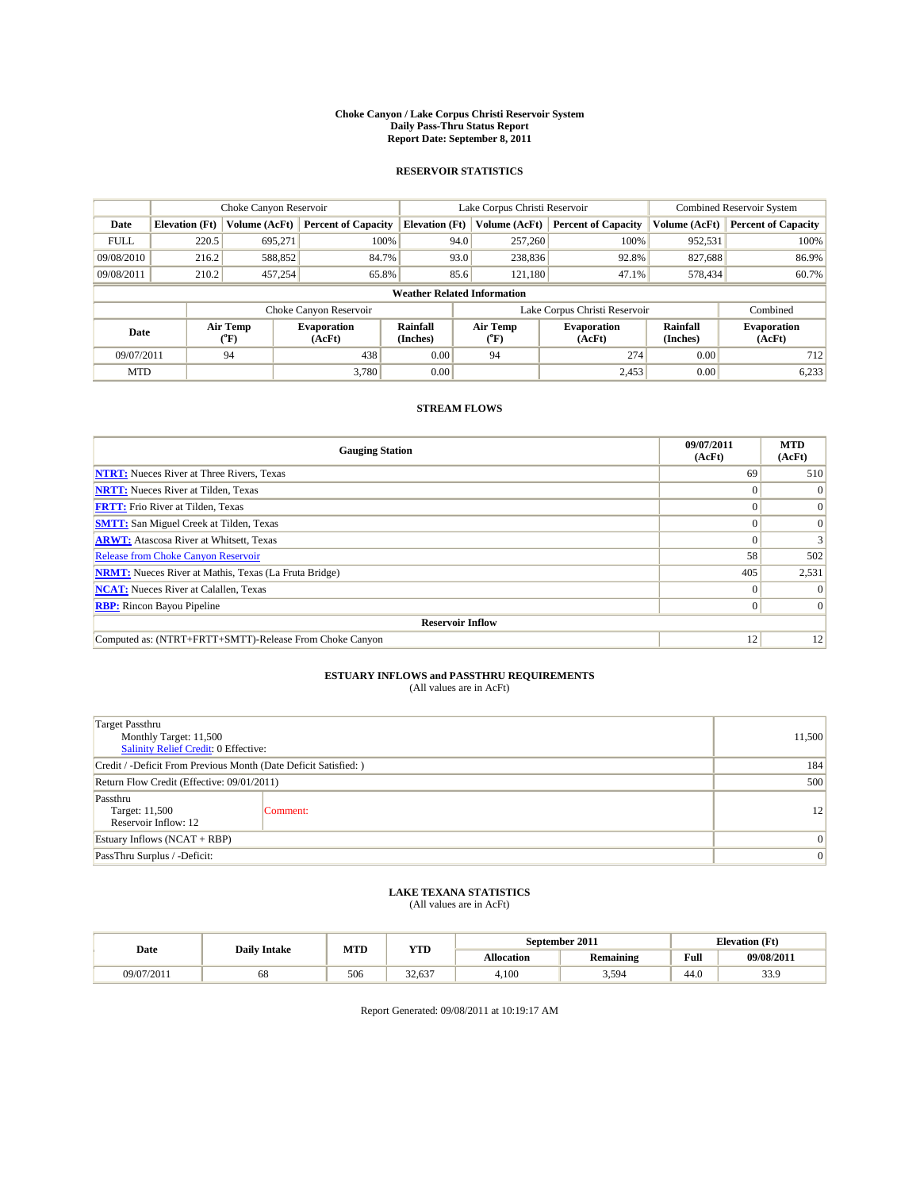# Choke Canyon / Lake Corpus Christi Reservoir System
## Daily Pass-Thru Status Report
### Report Date: September 8, 2011

## RESERVOIR STATISTICS

| | Choke Canyon Reservoir | | | Lake Corpus Christi Reservoir | | | Combined Reservoir System | |
|---|---|---|---|---|---|---|---|---|
| Date | Elevation (Ft) | Volume (AcFt) | Percent of Capacity | Elevation (Ft) | Volume (AcFt) | Percent of Capacity | Volume (AcFt) | Percent of Capacity |
| FULL | 220.5 | 695,271 | 100% | 94.0 | 257,260 | 100% | 952,531 | 100% |
| 09/08/2010 | 216.2 | 588,852 | 84.7% | 93.0 | 238,836 | 92.8% | 827,688 | 86.9% |
| 09/08/2011 | 210.2 | 457,254 | 65.8% | 85.6 | 121,180 | 47.1% | 578,434 | 60.7% |

**Weather Related Information**

| | Choke Canyon Reservoir | | | Lake Corpus Christi Reservoir | | | Combined |
|---|---|---|---|---|---|---|---|
| Date | Air Temp (°F) | Evaporation (AcFt) | Rainfall (Inches) | Air Temp (°F) | Evaporation (AcFt) | Rainfall (Inches) | Evaporation (AcFt) |
| 09/07/2011 | 94 | 438 | 0.00 | 94 | 274 | 0.00 | 712 |
| MTD | | 3,780 | 0.00 | | 2,453 | 0.00 | 6,233 |

## STREAM FLOWS

| Gauging Station | 09/07/2011 (AcFt) | MTD (AcFt) |
|---|---|---|
| NTRT: Nueces River at Three Rivers, Texas | 69 | 510 |
| NRTT: Nueces River at Tilden, Texas | 0 | 0 |
| FRTT: Frio River at Tilden, Texas | 0 | 0 |
| SMTT: San Miguel Creek at Tilden, Texas | 0 | 0 |
| ARWT: Atascosa River at Whitsett, Texas | 0 | 3 |
| Release from Choke Canyon Reservoir | 58 | 502 |
| NRMT: Nueces River at Mathis, Texas (La Fruta Bridge) | 405 | 2,531 |
| NCAT: Nueces River at Calallen, Texas | 0 | 0 |
| RBP: Rincon Bayou Pipeline | 0 | 0 |
| **Reservoir Inflow** | | |
| Computed as: (NTRT+FRTT+SMTT)-Release From Choke Canyon | 12 | 12 |

## ESTUARY INFLOWS and PASSTHRU REQUIREMENTS
(All values are in AcFt)

| | |
|---|---|
| Target Passthru<br>Monthly Target: 11,500<br>Salinity Relief Credit: 0 Effective: | 11,500 |
| Credit / -Deficit From Previous Month (Date Deficit Satisfied: ) | 184 |
| Return Flow Credit (Effective: 09/01/2011) | 500 |
| Passthru<br>Target: 11,500<br>Reservoir Inflow: 12 — Comment: | 12 |
| Estuary Inflows (NCAT + RBP) | 0 |
| PassThru Surplus / -Deficit: | 0 |

## LAKE TEXANA STATISTICS
(All values are in AcFt)

| Date | Daily Intake | MTD | YTD | September 2011 | | Elevation (Ft) | |
|---|---|---|---|---|---|---|---|
| | | | | Allocation | Remaining | Full | 09/08/2011 |
| 09/07/2011 | 68 | 506 | 32,637 | 4,100 | 3,594 | 44.0 | 33.9 |

Report Generated: 09/08/2011 at 10:19:17 AM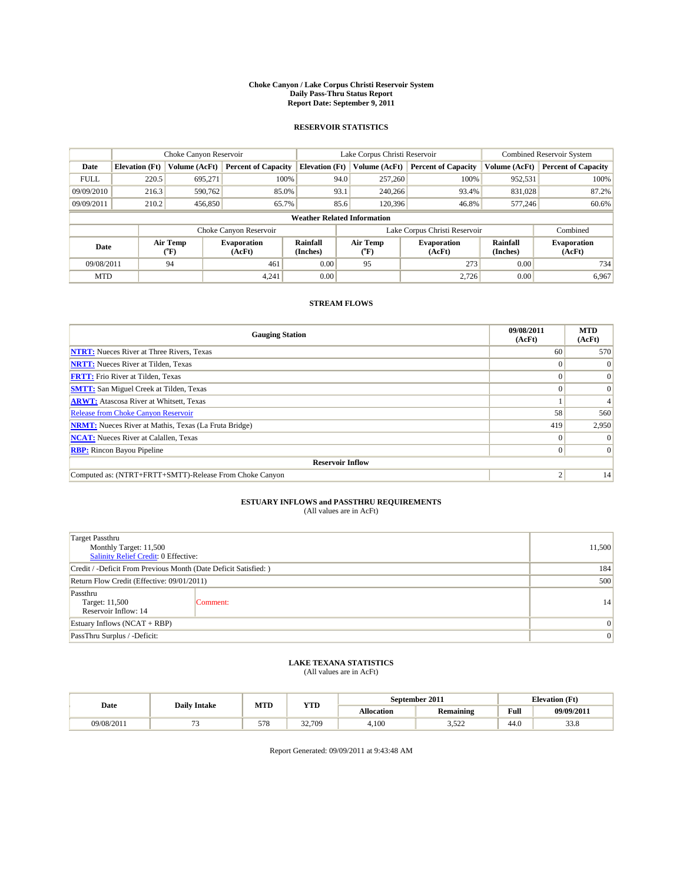**Choke Canyon / Lake Corpus Christi Reservoir System**
**Daily Pass-Thru Status Report**
**Report Date: September 9, 2011**

## RESERVOIR STATISTICS

| | Choke Canyon Reservoir | | | Lake Corpus Christi Reservoir | | | Combined Reservoir System | |
|---|---|---|---|---|---|---|---|---|
| **Date** | **Elevation (Ft)** | **Volume (AcFt)** | **Percent of Capacity** | **Elevation (Ft)** | **Volume (AcFt)** | **Percent of Capacity** | **Volume (AcFt)** | **Percent of Capacity** |
| FULL | 220.5 | 695,271 | 100% | 94.0 | 257,260 | 100% | 952,531 | 100% |
| 09/09/2010 | 216.3 | 590,762 | 85.0% | 93.1 | 240,266 | 93.4% | 831,028 | 87.2% |
| 09/09/2011 | 210.2 | 456,850 | 65.7% | 85.6 | 120,396 | 46.8% | 577,246 | 60.6% |

**Weather Related Information**

| | Choke Canyon Reservoir | | | Lake Corpus Christi Reservoir | | | Combined |
|---|---|---|---|---|---|---|---|
| **Date** | **Air Temp (°F)** | **Evaporation (AcFt)** | **Rainfall (Inches)** | **Air Temp (°F)** | **Evaporation (AcFt)** | **Rainfall (Inches)** | **Evaporation (AcFt)** |
| 09/08/2011 | 94 | 461 | 0.00 | 95 | 273 | 0.00 | 734 |
| MTD | | 4,241 | 0.00 | | 2,726 | 0.00 | 6,967 |

## STREAM FLOWS

| Gauging Station | 09/08/2011 (AcFt) | MTD (AcFt) |
|---|---|---|
| **NTRT:** Nueces River at Three Rivers, Texas | 60 | 570 |
| **NRTT:** Nueces River at Tilden, Texas | 0 | 0 |
| **FRTT:** Frio River at Tilden, Texas | 0 | 0 |
| **SMTT:** San Miguel Creek at Tilden, Texas | 0 | 0 |
| **ARWT:** Atascosa River at Whitsett, Texas | 1 | 4 |
| Release from Choke Canyon Reservoir | 58 | 560 |
| **NRMT:** Nueces River at Mathis, Texas (La Fruta Bridge) | 419 | 2,950 |
| **NCAT:** Nueces River at Calallen, Texas | 0 | 0 |
| **RBP:** Rincon Bayou Pipeline | 0 | 0 |
| **Reservoir Inflow** | | |
| Computed as: (NTRT+FRTT+SMTT)-Release From Choke Canyon | 2 | 14 |

## ESTUARY INFLOWS and PASSTHRU REQUIREMENTS

(All values are in AcFt)

| | |
|---|---|
| Target Passthru<br>Monthly Target: 11,500<br>Salinity Relief Credit: 0 Effective: | 11,500 |
| Credit / -Deficit From Previous Month (Date Deficit Satisfied: ) | 184 |
| Return Flow Credit (Effective: 09/01/2011) | 500 |
| Passthru<br>Target: 11,500<br>Reservoir Inflow: 14 &nbsp;&nbsp;&nbsp; Comment: | 14 |
| Estuary Inflows (NCAT + RBP) | 0 |
| PassThru Surplus / -Deficit: | 0 |

## LAKE TEXANA STATISTICS

(All values are in AcFt)

| Date | Daily Intake | MTD | YTD | September 2011 | | Elevation (Ft) | |
|---|---|---|---|---|---|---|---|
| | | | | **Allocation** | **Remaining** | **Full** | **09/09/2011** |
| 09/08/2011 | 73 | 578 | 32,709 | 4,100 | 3,522 | 44.0 | 33.8 |

Report Generated: 09/09/2011 at 9:43:48 AM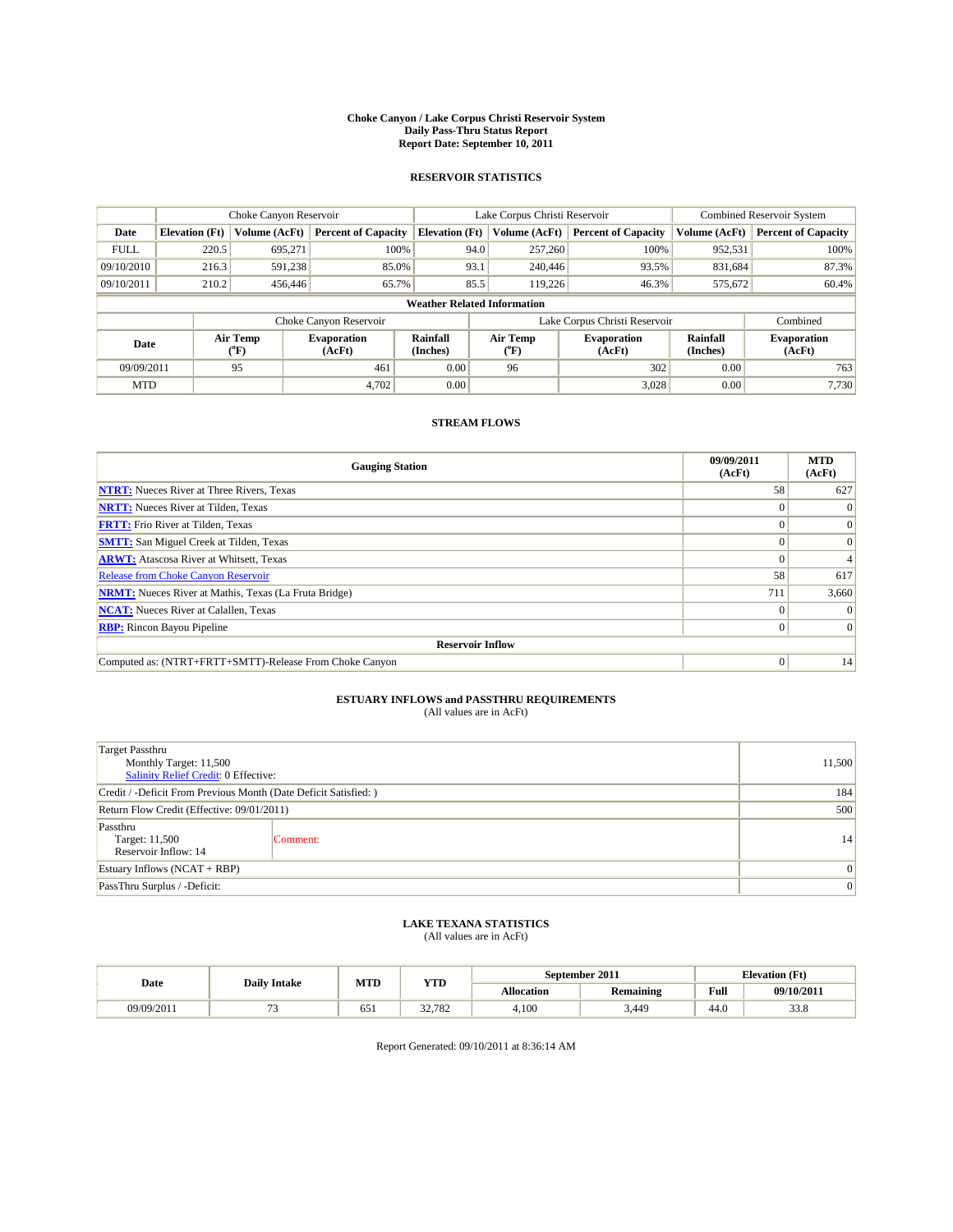# Choke Canyon / Lake Corpus Christi Reservoir System
## Daily Pass-Thru Status Report
## Report Date: September 10, 2011

### RESERVOIR STATISTICS

| | Choke Canyon Reservoir | | | Lake Corpus Christi Reservoir | | | Combined Reservoir System | |
|---|---|---|---|---|---|---|---|---|
| Date | Elevation (Ft) | Volume (AcFt) | Percent of Capacity | Elevation (Ft) | Volume (AcFt) | Percent of Capacity | Volume (AcFt) | Percent of Capacity |
| FULL | 220.5 | 695,271 | 100% | 94.0 | 257,260 | 100% | 952,531 | 100% |
| 09/10/2010 | 216.3 | 591,238 | 85.0% | 93.1 | 240,446 | 93.5% | 831,684 | 87.3% |
| 09/10/2011 | 210.2 | 456,446 | 65.7% | 85.5 | 119,226 | 46.3% | 575,672 | 60.4% |

**Weather Related Information**

| | Choke Canyon Reservoir | | | Lake Corpus Christi Reservoir | | | Combined |
|---|---|---|---|---|---|---|---|
| Date | Air Temp (°F) | Evaporation (AcFt) | Rainfall (Inches) | Air Temp (°F) | Evaporation (AcFt) | Rainfall (Inches) | Evaporation (AcFt) |
| 09/09/2011 | 95 | 461 | 0.00 | 96 | 302 | 0.00 | 763 |
| MTD | | 4,702 | 0.00 | | 3,028 | 0.00 | 7,730 |

### STREAM FLOWS

| Gauging Station | 09/09/2011 (AcFt) | MTD (AcFt) |
|---|---|---|
| NTRT: Nueces River at Three Rivers, Texas | 58 | 627 |
| NRTT: Nueces River at Tilden, Texas | 0 | 0 |
| FRTT: Frio River at Tilden, Texas | 0 | 0 |
| SMTT: San Miguel Creek at Tilden, Texas | 0 | 0 |
| ARWT: Atascosa River at Whitsett, Texas | 0 | 4 |
| Release from Choke Canyon Reservoir | 58 | 617 |
| NRMT: Nueces River at Mathis, Texas (La Fruta Bridge) | 711 | 3,660 |
| NCAT: Nueces River at Calallen, Texas | 0 | 0 |
| RBP: Rincon Bayou Pipeline | 0 | 0 |
| **Reservoir Inflow** | | |
| Computed as: (NTRT+FRTT+SMTT)-Release From Choke Canyon | 0 | 14 |

### ESTUARY INFLOWS and PASSTHRU REQUIREMENTS
(All values are in AcFt)

| | |
|---|---|
| Target Passthru<br>Monthly Target: 11,500<br>Salinity Relief Credit: 0 Effective: | 11,500 |
| Credit / -Deficit From Previous Month (Date Deficit Satisfied: ) | 184 |
| Return Flow Credit (Effective: 09/01/2011) | 500 |
| Passthru<br>Target: 11,500<br>Reservoir Inflow: 14 — Comment: | 14 |
| Estuary Inflows (NCAT + RBP) | 0 |
| PassThru Surplus / -Deficit: | 0 |

### LAKE TEXANA STATISTICS
(All values are in AcFt)

| Date | Daily Intake | MTD | YTD | September 2011 | | Elevation (Ft) | |
|---|---|---|---|---|---|---|---|
| | | | | Allocation | Remaining | Full | 09/10/2011 |
| 09/09/2011 | 73 | 651 | 32,782 | 4,100 | 3,449 | 44.0 | 33.8 |

Report Generated: 09/10/2011 at 8:36:14 AM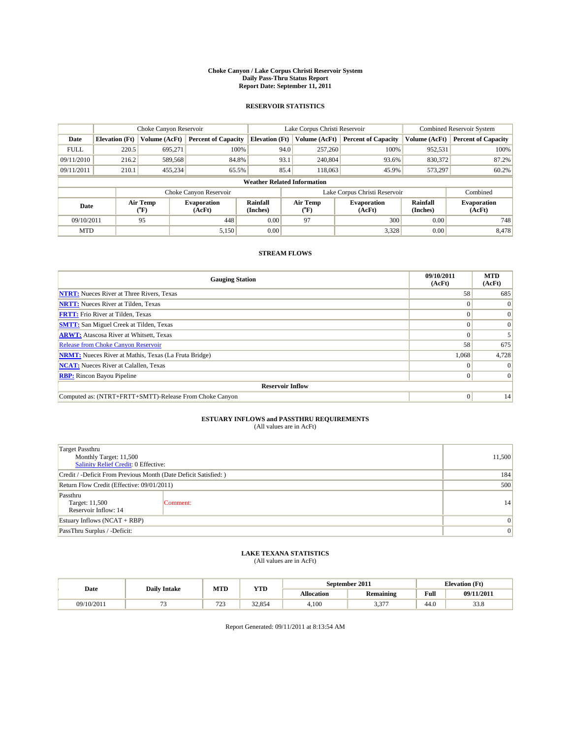**Choke Canyon / Lake Corpus Christi Reservoir System**
**Daily Pass-Thru Status Report**
**Report Date: September 11, 2011**

## RESERVOIR STATISTICS

| | Choke Canyon Reservoir | | | Lake Corpus Christi Reservoir | | | Combined Reservoir System | |
|---|---|---|---|---|---|---|---|---|
| **Date** | **Elevation (Ft)** | **Volume (AcFt)** | **Percent of Capacity** | **Elevation (Ft)** | **Volume (AcFt)** | **Percent of Capacity** | **Volume (AcFt)** | **Percent of Capacity** |
| FULL | 220.5 | 695,271 | 100% | 94.0 | 257,260 | 100% | 952,531 | 100% |
| 09/11/2010 | 216.2 | 589,568 | 84.8% | 93.1 | 240,804 | 93.6% | 830,372 | 87.2% |
| 09/11/2011 | 210.1 | 455,234 | 65.5% | 85.4 | 118,063 | 45.9% | 573,297 | 60.2% |

**Weather Related Information**

| | Choke Canyon Reservoir | | | Lake Corpus Christi Reservoir | | | Combined |
|---|---|---|---|---|---|---|---|
| **Date** | **Air Temp (°F)** | **Evaporation (AcFt)** | **Rainfall (Inches)** | **Air Temp (°F)** | **Evaporation (AcFt)** | **Rainfall (Inches)** | **Evaporation (AcFt)** |
| 09/10/2011 | 95 | 448 | 0.00 | 97 | 300 | 0.00 | 748 |
| MTD | | 5,150 | 0.00 | | 3,328 | 0.00 | 8,478 |

## STREAM FLOWS

| Gauging Station | 09/10/2011 (AcFt) | MTD (AcFt) |
|---|---|---|
| **NTRT:** Nueces River at Three Rivers, Texas | 58 | 685 |
| **NRTT:** Nueces River at Tilden, Texas | 0 | 0 |
| **FRTT:** Frio River at Tilden, Texas | 0 | 0 |
| **SMTT:** San Miguel Creek at Tilden, Texas | 0 | 0 |
| **ARWT:** Atascosa River at Whitsett, Texas | 0 | 5 |
| Release from Choke Canyon Reservoir | 58 | 675 |
| **NRMT:** Nueces River at Mathis, Texas (La Fruta Bridge) | 1,068 | 4,728 |
| **NCAT:** Nueces River at Calallen, Texas | 0 | 0 |
| **RBP:** Rincon Bayou Pipeline | 0 | 0 |
| **Reservoir Inflow** | | |
| Computed as: (NTRT+FRTT+SMTT)-Release From Choke Canyon | 0 | 14 |

## ESTUARY INFLOWS and PASSTHRU REQUIREMENTS
(All values are in AcFt)

| | |
|---|---|
| Target Passthru<br>Monthly Target: 11,500<br>Salinity Relief Credit: 0 Effective: | 11,500 |
| Credit / -Deficit From Previous Month (Date Deficit Satisfied: ) | 184 |
| Return Flow Credit (Effective: 09/01/2011) | 500 |
| Passthru<br>Target: 11,500<br>Reservoir Inflow: 14 — Comment: | 14 |
| Estuary Inflows (NCAT + RBP) | 0 |
| PassThru Surplus / -Deficit: | 0 |

## LAKE TEXANA STATISTICS
(All values are in AcFt)

| Date | Daily Intake | MTD | YTD | September 2011 | | Elevation (Ft) | |
|---|---|---|---|---|---|---|---|
| | | | | **Allocation** | **Remaining** | **Full** | **09/11/2011** |
| 09/10/2011 | 73 | 723 | 32,854 | 4,100 | 3,377 | 44.0 | 33.8 |

Report Generated: 09/11/2011 at 8:13:54 AM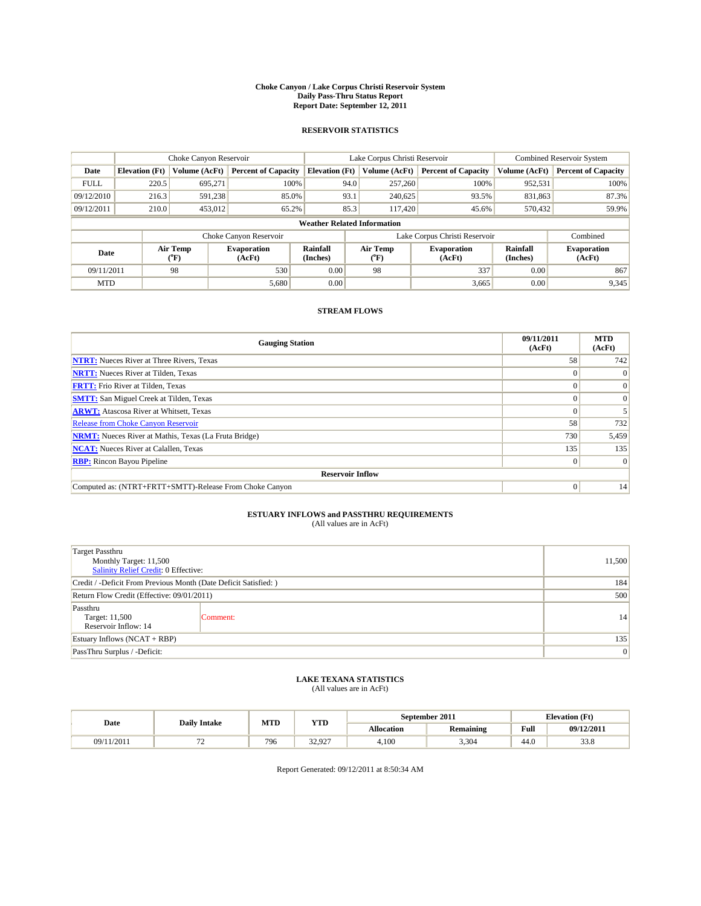# Choke Canyon / Lake Corpus Christi Reservoir System
## Daily Pass-Thru Status Report
## Report Date: September 12, 2011

### RESERVOIR STATISTICS

| | Choke Canyon Reservoir | | | Lake Corpus Christi Reservoir | | | Combined Reservoir System | |
|---|---|---|---|---|---|---|---|---|
| Date | Elevation (Ft) | Volume (AcFt) | Percent of Capacity | Elevation (Ft) | Volume (AcFt) | Percent of Capacity | Volume (AcFt) | Percent of Capacity |
| FULL | 220.5 | 695,271 | 100% | 94.0 | 257,260 | 100% | 952,531 | 100% |
| 09/12/2010 | 216.3 | 591,238 | 85.0% | 93.1 | 240,625 | 93.5% | 831,863 | 87.3% |
| 09/12/2011 | 210.0 | 453,012 | 65.2% | 85.3 | 117,420 | 45.6% | 570,432 | 59.9% |

**Weather Related Information**

| | Choke Canyon Reservoir | | | Lake Corpus Christi Reservoir | | | Combined |
|---|---|---|---|---|---|---|---|
| Date | Air Temp (°F) | Evaporation (AcFt) | Rainfall (Inches) | Air Temp (°F) | Evaporation (AcFt) | Rainfall (Inches) | Evaporation (AcFt) |
| 09/11/2011 | 98 | 530 | 0.00 | 98 | 337 | 0.00 | 867 |
| MTD | | 5,680 | 0.00 | | 3,665 | 0.00 | 9,345 |

### STREAM FLOWS

| Gauging Station | 09/11/2011 (AcFt) | MTD (AcFt) |
|---|---|---|
| **NTRT:** Nueces River at Three Rivers, Texas | 58 | 742 |
| **NRTT:** Nueces River at Tilden, Texas | 0 | 0 |
| **FRTT:** Frio River at Tilden, Texas | 0 | 0 |
| **SMTT:** San Miguel Creek at Tilden, Texas | 0 | 0 |
| **ARWT:** Atascosa River at Whitsett, Texas | 0 | 5 |
| Release from Choke Canyon Reservoir | 58 | 732 |
| **NRMT:** Nueces River at Mathis, Texas (La Fruta Bridge) | 730 | 5,459 |
| **NCAT:** Nueces River at Calallen, Texas | 135 | 135 |
| **RBP:** Rincon Bayou Pipeline | 0 | 0 |
| **Reservoir Inflow** | | |
| Computed as: (NTRT+FRTT+SMTT)-Release From Choke Canyon | 0 | 14 |

### ESTUARY INFLOWS and PASSTHRU REQUIREMENTS
(All values are in AcFt)

| | |
|---|---|
| Target Passthru<br>Monthly Target: 11,500<br>Salinity Relief Credit: 0 Effective: | 11,500 |
| Credit / -Deficit From Previous Month (Date Deficit Satisfied: ) | 184 |
| Return Flow Credit (Effective: 09/01/2011) | 500 |
| Passthru<br>Target: 11,500<br>Reservoir Inflow: 14 &nbsp;&nbsp;&nbsp; Comment: | 14 |
| Estuary Inflows (NCAT + RBP) | 135 |
| PassThru Surplus / -Deficit: | 0 |

### LAKE TEXANA STATISTICS
(All values are in AcFt)

| Date | Daily Intake | MTD | YTD | September 2011 | | Elevation (Ft) | |
|---|---|---|---|---|---|---|---|
| | | | | Allocation | Remaining | Full | 09/12/2011 |
| 09/11/2011 | 72 | 796 | 32,927 | 4,100 | 3,304 | 44.0 | 33.8 |

Report Generated: 09/12/2011 at 8:50:34 AM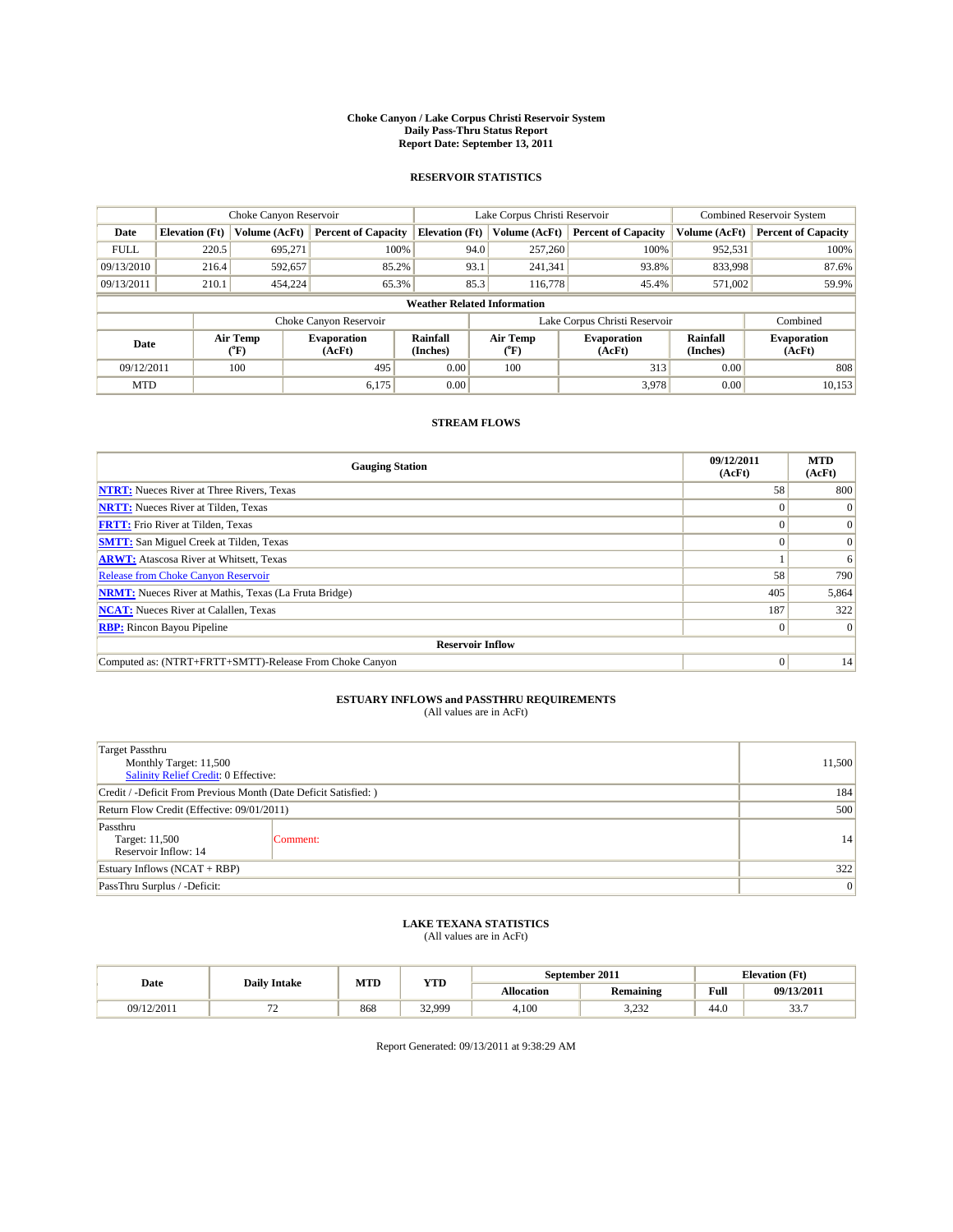# Choke Canyon / Lake Corpus Christi Reservoir System
## Daily Pass-Thru Status Report
### Report Date: September 13, 2011

## RESERVOIR STATISTICS

| | Choke Canyon Reservoir | | | Lake Corpus Christi Reservoir | | | Combined Reservoir System | |
|---|---|---|---|---|---|---|---|---|
| Date | Elevation (Ft) | Volume (AcFt) | Percent of Capacity | Elevation (Ft) | Volume (AcFt) | Percent of Capacity | Volume (AcFt) | Percent of Capacity |
| FULL | 220.5 | 695,271 | 100% | 94.0 | 257,260 | 100% | 952,531 | 100% |
| 09/13/2010 | 216.4 | 592,657 | 85.2% | 93.1 | 241,341 | 93.8% | 833,998 | 87.6% |
| 09/13/2011 | 210.1 | 454,224 | 65.3% | 85.3 | 116,778 | 45.4% | 571,002 | 59.9% |

**Weather Related Information**

| | Choke Canyon Reservoir | | | Lake Corpus Christi Reservoir | | | Combined |
|---|---|---|---|---|---|---|---|
| Date | Air Temp (°F) | Evaporation (AcFt) | Rainfall (Inches) | Air Temp (°F) | Evaporation (AcFt) | Rainfall (Inches) | Evaporation (AcFt) |
| 09/12/2011 | 100 | 495 | 0.00 | 100 | 313 | 0.00 | 808 |
| MTD | | 6,175 | 0.00 | | 3,978 | 0.00 | 10,153 |

## STREAM FLOWS

| Gauging Station | 09/12/2011 (AcFt) | MTD (AcFt) |
|---|---|---|
| NTRT: Nueces River at Three Rivers, Texas | 58 | 800 |
| NRTT: Nueces River at Tilden, Texas | 0 | 0 |
| FRTT: Frio River at Tilden, Texas | 0 | 0 |
| SMTT: San Miguel Creek at Tilden, Texas | 0 | 0 |
| ARWT: Atascosa River at Whitsett, Texas | 1 | 6 |
| Release from Choke Canyon Reservoir | 58 | 790 |
| NRMT: Nueces River at Mathis, Texas (La Fruta Bridge) | 405 | 5,864 |
| NCAT: Nueces River at Calallen, Texas | 187 | 322 |
| RBP: Rincon Bayou Pipeline | 0 | 0 |
| **Reservoir Inflow** | | |
| Computed as: (NTRT+FRTT+SMTT)-Release From Choke Canyon | 0 | 14 |

## ESTUARY INFLOWS and PASSTHRU REQUIREMENTS
(All values are in AcFt)

| | |
|---|---|
| Target Passthru<br>Monthly Target: 11,500<br>Salinity Relief Credit: 0 Effective: | 11,500 |
| Credit / -Deficit From Previous Month (Date Deficit Satisfied: ) | 184 |
| Return Flow Credit (Effective: 09/01/2011) | 500 |
| Passthru<br>Target: 11,500<br>Reservoir Inflow: 14 &nbsp;&nbsp;&nbsp; Comment: | 14 |
| Estuary Inflows (NCAT + RBP) | 322 |
| PassThru Surplus / -Deficit: | 0 |

## LAKE TEXANA STATISTICS
(All values are in AcFt)

| Date | Daily Intake | MTD | YTD | September 2011 | | Elevation (Ft) | |
|---|---|---|---|---|---|---|---|
| | | | | Allocation | Remaining | Full | 09/13/2011 |
| 09/12/2011 | 72 | 868 | 32,999 | 4,100 | 3,232 | 44.0 | 33.7 |

Report Generated: 09/13/2011 at 9:38:29 AM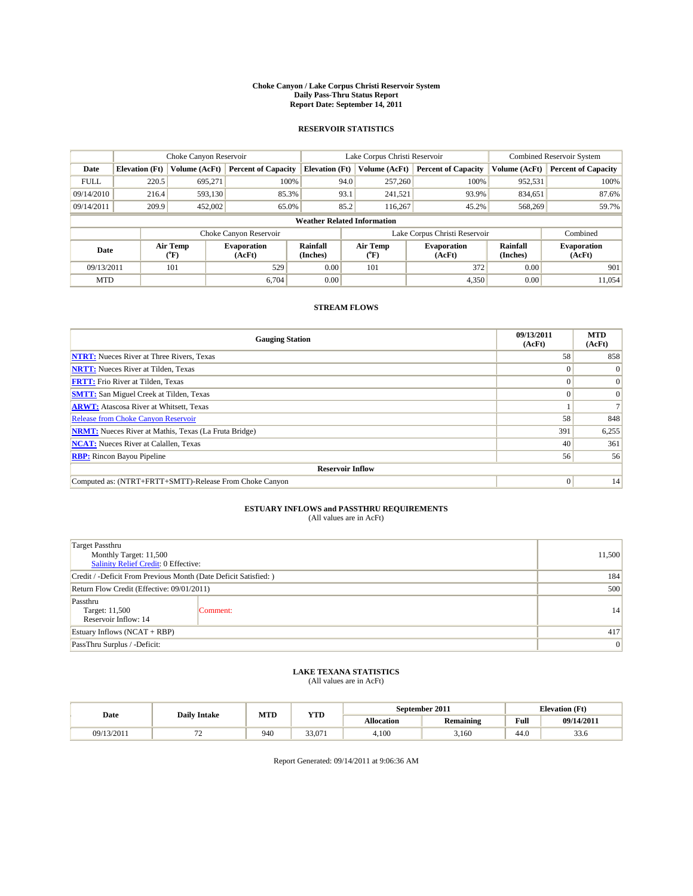# Choke Canyon / Lake Corpus Christi Reservoir System
## Daily Pass-Thru Status Report
### Report Date: September 14, 2011

## RESERVOIR STATISTICS

| | Choke Canyon Reservoir | | | Lake Corpus Christi Reservoir | | | Combined Reservoir System | |
|---|---|---|---|---|---|---|---|---|
| Date | Elevation (Ft) | Volume (AcFt) | Percent of Capacity | Elevation (Ft) | Volume (AcFt) | Percent of Capacity | Volume (AcFt) | Percent of Capacity |
| FULL | 220.5 | 695,271 | 100% | 94.0 | 257,260 | 100% | 952,531 | 100% |
| 09/14/2010 | 216.4 | 593,130 | 85.3% | 93.1 | 241,521 | 93.9% | 834,651 | 87.6% |
| 09/14/2011 | 209.9 | 452,002 | 65.0% | 85.2 | 116,267 | 45.2% | 568,269 | 59.7% |

**Weather Related Information**

| | Choke Canyon Reservoir | | | Lake Corpus Christi Reservoir | | | Combined |
|---|---|---|---|---|---|---|---|
| Date | Air Temp (°F) | Evaporation (AcFt) | Rainfall (Inches) | Air Temp (°F) | Evaporation (AcFt) | Rainfall (Inches) | Evaporation (AcFt) |
| 09/13/2011 | 101 | 529 | 0.00 | 101 | 372 | 0.00 | 901 |
| MTD | | 6,704 | 0.00 | | 4,350 | 0.00 | 11,054 |

## STREAM FLOWS

| Gauging Station | 09/13/2011 (AcFt) | MTD (AcFt) |
|---|---|---|
| NTRT: Nueces River at Three Rivers, Texas | 58 | 858 |
| NRTT: Nueces River at Tilden, Texas | 0 | 0 |
| FRTT: Frio River at Tilden, Texas | 0 | 0 |
| SMTT: San Miguel Creek at Tilden, Texas | 0 | 0 |
| ARWT: Atascosa River at Whitsett, Texas | 1 | 7 |
| Release from Choke Canyon Reservoir | 58 | 848 |
| NRMT: Nueces River at Mathis, Texas (La Fruta Bridge) | 391 | 6,255 |
| NCAT: Nueces River at Calallen, Texas | 40 | 361 |
| RBP: Rincon Bayou Pipeline | 56 | 56 |
| **Reservoir Inflow** | | |
| Computed as: (NTRT+FRTT+SMTT)-Release From Choke Canyon | 0 | 14 |

## ESTUARY INFLOWS and PASSTHRU REQUIREMENTS
(All values are in AcFt)

| | |
|---|---|
| Target Passthru<br>Monthly Target: 11,500<br>Salinity Relief Credit: 0 Effective: | 11,500 |
| Credit / -Deficit From Previous Month (Date Deficit Satisfied: ) | 184 |
| Return Flow Credit (Effective: 09/01/2011) | 500 |
| Passthru<br>Target: 11,500<br>Reservoir Inflow: 14 — Comment: | 14 |
| Estuary Inflows (NCAT + RBP) | 417 |
| PassThru Surplus / -Deficit: | 0 |

## LAKE TEXANA STATISTICS
(All values are in AcFt)

| Date | Daily Intake | MTD | YTD | September 2011 | | Elevation (Ft) | |
|---|---|---|---|---|---|---|---|
| | | | | Allocation | Remaining | Full | 09/14/2011 |
| 09/13/2011 | 72 | 940 | 33,071 | 4,100 | 3,160 | 44.0 | 33.6 |

Report Generated: 09/14/2011 at 9:06:36 AM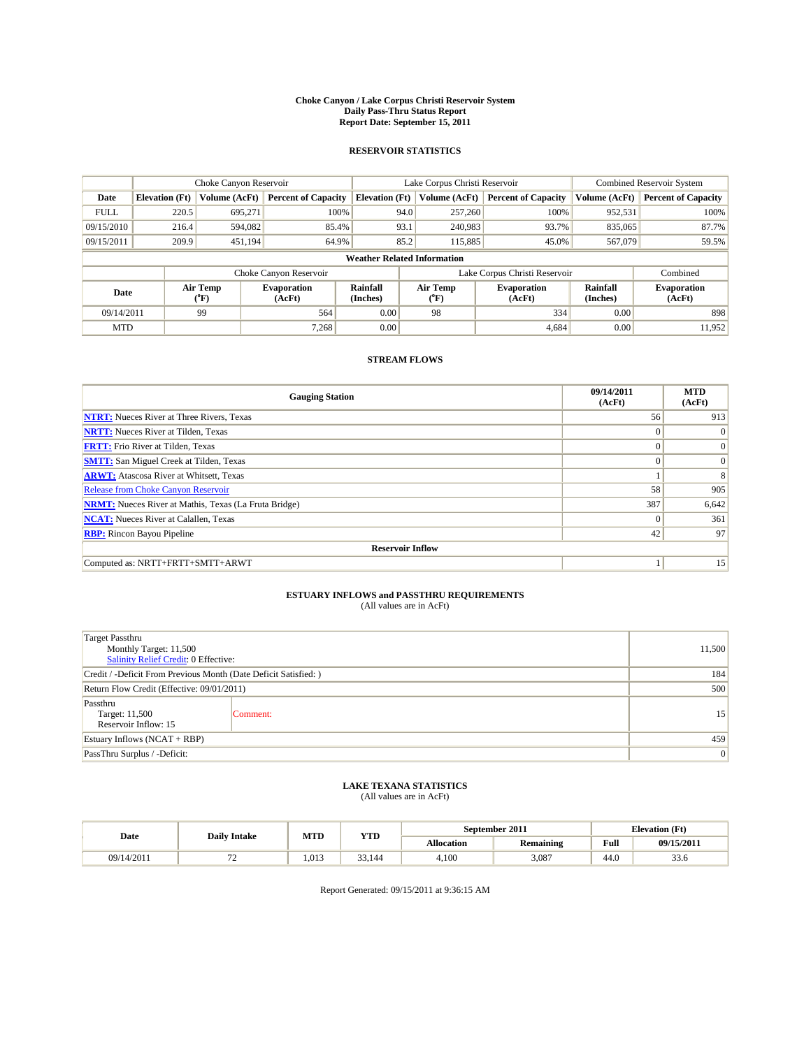# Choke Canyon / Lake Corpus Christi Reservoir System
## Daily Pass-Thru Status Report
## Report Date: September 15, 2011

### RESERVOIR STATISTICS

| | Choke Canyon Reservoir | | | Lake Corpus Christi Reservoir | | | Combined Reservoir System | |
|---|---|---|---|---|---|---|---|---|
| Date | Elevation (Ft) | Volume (AcFt) | Percent of Capacity | Elevation (Ft) | Volume (AcFt) | Percent of Capacity | Volume (AcFt) | Percent of Capacity |
| FULL | 220.5 | 695,271 | 100% | 94.0 | 257,260 | 100% | 952,531 | 100% |
| 09/15/2010 | 216.4 | 594,082 | 85.4% | 93.1 | 240,983 | 93.7% | 835,065 | 87.7% |
| 09/15/2011 | 209.9 | 451,194 | 64.9% | 85.2 | 115,885 | 45.0% | 567,079 | 59.5% |

**Weather Related Information**

| | Choke Canyon Reservoir | | | Lake Corpus Christi Reservoir | | | Combined |
|---|---|---|---|---|---|---|---|
| Date | Air Temp (°F) | Evaporation (AcFt) | Rainfall (Inches) | Air Temp (°F) | Evaporation (AcFt) | Rainfall (Inches) | Evaporation (AcFt) |
| 09/14/2011 | 99 | 564 | 0.00 | 98 | 334 | 0.00 | 898 |
| MTD | | 7,268 | 0.00 | | 4,684 | 0.00 | 11,952 |

### STREAM FLOWS

| Gauging Station | 09/14/2011 (AcFt) | MTD (AcFt) |
|---|---|---|
| NTRT: Nueces River at Three Rivers, Texas | 56 | 913 |
| NRTT: Nueces River at Tilden, Texas | 0 | 0 |
| FRTT: Frio River at Tilden, Texas | 0 | 0 |
| SMTT: San Miguel Creek at Tilden, Texas | 0 | 0 |
| ARWT: Atascosa River at Whitsett, Texas | 1 | 8 |
| Release from Choke Canyon Reservoir | 58 | 905 |
| NRMT: Nueces River at Mathis, Texas (La Fruta Bridge) | 387 | 6,642 |
| NCAT: Nueces River at Calallen, Texas | 0 | 361 |
| RBP: Rincon Bayou Pipeline | 42 | 97 |
| **Reservoir Inflow** | | |
| Computed as: NRTT+FRTT+SMTT+ARWT | 1 | 15 |

### ESTUARY INFLOWS and PASSTHRU REQUIREMENTS
(All values are in AcFt)

| | |
|---|---|
| Target Passthru<br>Monthly Target: 11,500<br>Salinity Relief Credit: 0 Effective: | 11,500 |
| Credit / -Deficit From Previous Month (Date Deficit Satisfied: ) | 184 |
| Return Flow Credit (Effective: 09/01/2011) | 500 |
| Passthru<br>Target: 11,500<br>Reservoir Inflow: 15 — Comment: | 15 |
| Estuary Inflows (NCAT + RBP) | 459 |
| PassThru Surplus / -Deficit: | 0 |

### LAKE TEXANA STATISTICS
(All values are in AcFt)

| Date | Daily Intake | MTD | YTD | September 2011 | | Elevation (Ft) | |
|---|---|---|---|---|---|---|---|
| | | | | Allocation | Remaining | Full | 09/15/2011 |
| 09/14/2011 | 72 | 1,013 | 33,144 | 4,100 | 3,087 | 44.0 | 33.6 |

Report Generated: 09/15/2011 at 9:36:15 AM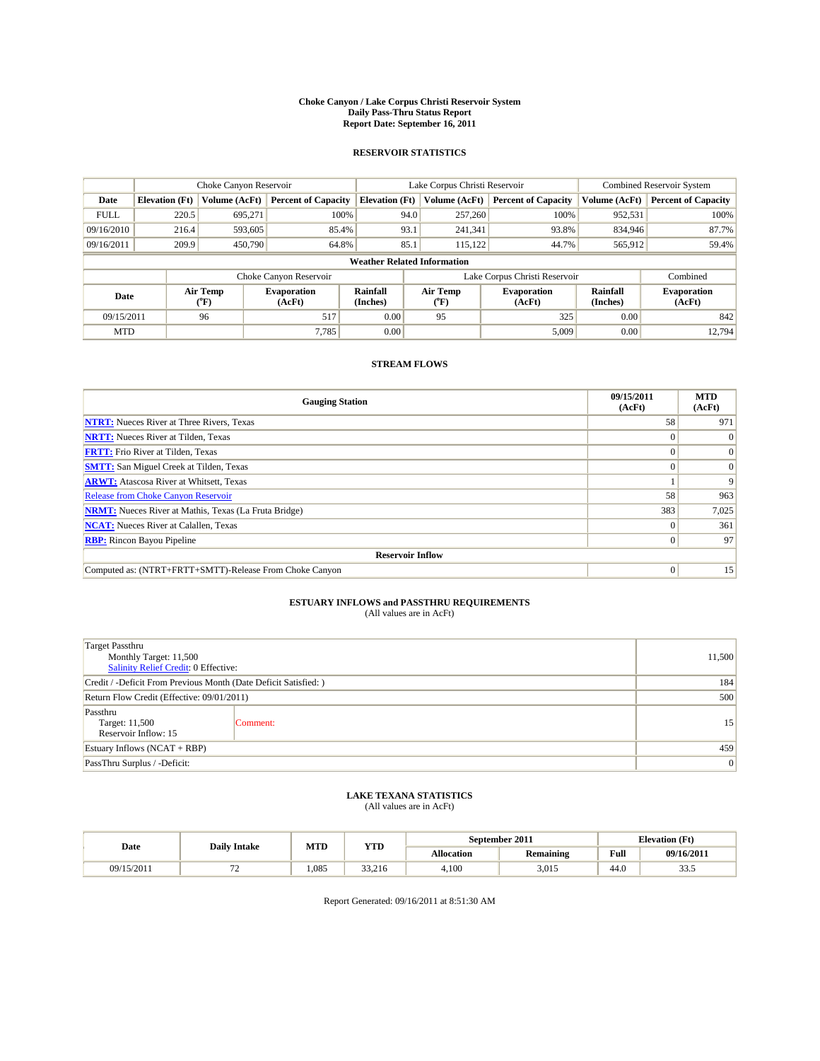# Choke Canyon / Lake Corpus Christi Reservoir System
## Daily Pass-Thru Status Report
### Report Date: September 16, 2011

## RESERVOIR STATISTICS

| | Choke Canyon Reservoir | | | Lake Corpus Christi Reservoir | | | Combined Reservoir System | |
|---|---|---|---|---|---|---|---|---|
| Date | Elevation (Ft) | Volume (AcFt) | Percent of Capacity | Elevation (Ft) | Volume (AcFt) | Percent of Capacity | Volume (AcFt) | Percent of Capacity |
| FULL | 220.5 | 695,271 | 100% | 94.0 | 257,260 | 100% | 952,531 | 100% |
| 09/16/2010 | 216.4 | 593,605 | 85.4% | 93.1 | 241,341 | 93.8% | 834,946 | 87.7% |
| 09/16/2011 | 209.9 | 450,790 | 64.8% | 85.1 | 115,122 | 44.7% | 565,912 | 59.4% |

**Weather Related Information**

| | Choke Canyon Reservoir | | | Lake Corpus Christi Reservoir | | | Combined |
|---|---|---|---|---|---|---|---|
| Date | Air Temp (°F) | Evaporation (AcFt) | Rainfall (Inches) | Air Temp (°F) | Evaporation (AcFt) | Rainfall (Inches) | Evaporation (AcFt) |
| 09/15/2011 | 96 | 517 | 0.00 | 95 | 325 | 0.00 | 842 |
| MTD | | 7,785 | 0.00 | | 5,009 | 0.00 | 12,794 |

## STREAM FLOWS

| Gauging Station | 09/15/2011 (AcFt) | MTD (AcFt) |
|---|---|---|
| NTRT: Nueces River at Three Rivers, Texas | 58 | 971 |
| NRTT: Nueces River at Tilden, Texas | 0 | 0 |
| FRTT: Frio River at Tilden, Texas | 0 | 0 |
| SMTT: San Miguel Creek at Tilden, Texas | 0 | 0 |
| ARWT: Atascosa River at Whitsett, Texas | 1 | 9 |
| Release from Choke Canyon Reservoir | 58 | 963 |
| NRMT: Nueces River at Mathis, Texas (La Fruta Bridge) | 383 | 7,025 |
| NCAT: Nueces River at Calallen, Texas | 0 | 361 |
| RBP: Rincon Bayou Pipeline | 0 | 97 |
| **Reservoir Inflow** | | |
| Computed as: (NTRT+FRTT+SMTT)-Release From Choke Canyon | 0 | 15 |

## ESTUARY INFLOWS and PASSTHRU REQUIREMENTS
(All values are in AcFt)

| | | |
|---|---|---|
| Target Passthru<br>Monthly Target: 11,500<br>Salinity Relief Credit: 0 Effective: | | 11,500 |
| Credit / -Deficit From Previous Month (Date Deficit Satisfied: ) | | 184 |
| Return Flow Credit (Effective: 09/01/2011) | | 500 |
| Passthru<br>Target: 11,500<br>Reservoir Inflow: 15 | Comment: | 15 |
| Estuary Inflows (NCAT + RBP) | | 459 |
| PassThru Surplus / -Deficit: | | 0 |

## LAKE TEXANA STATISTICS
(All values are in AcFt)

| Date | Daily Intake | MTD | YTD | September 2011 | | Elevation (Ft) | |
|---|---|---|---|---|---|---|---|
| | | | | Allocation | Remaining | Full | 09/16/2011 |
| 09/15/2011 | 72 | 1,085 | 33,216 | 4,100 | 3,015 | 44.0 | 33.5 |

Report Generated: 09/16/2011 at 8:51:30 AM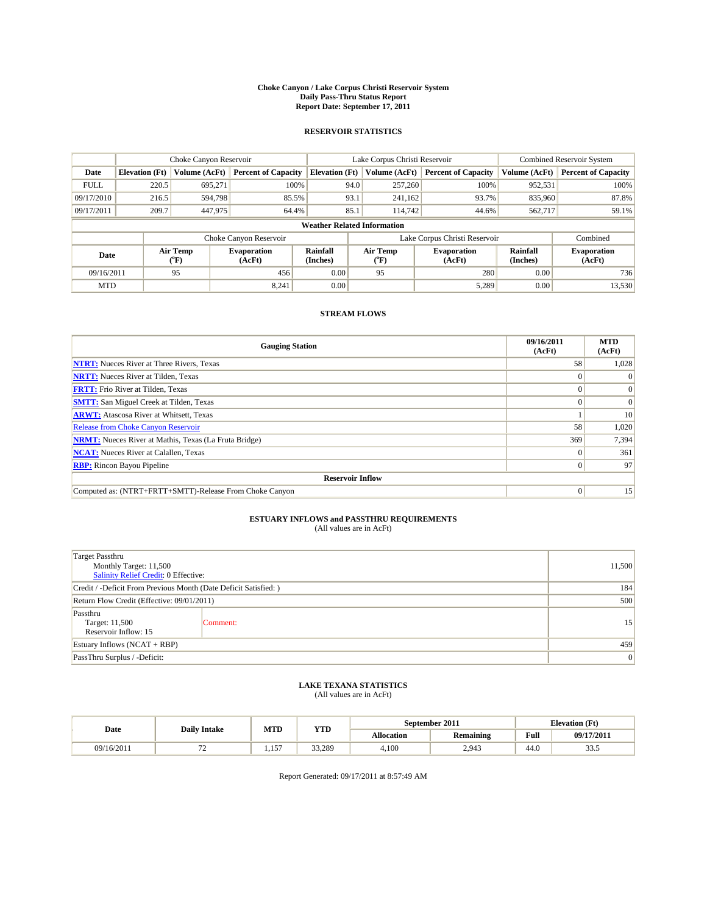# Choke Canyon / Lake Corpus Christi Reservoir System
## Daily Pass-Thru Status Report
### Report Date: September 17, 2011

## RESERVOIR STATISTICS

| | Choke Canyon Reservoir | | | Lake Corpus Christi Reservoir | | | Combined Reservoir System | |
|---|---|---|---|---|---|---|---|---|
| Date | Elevation (Ft) | Volume (AcFt) | Percent of Capacity | Elevation (Ft) | Volume (AcFt) | Percent of Capacity | Volume (AcFt) | Percent of Capacity |
| FULL | 220.5 | 695,271 | 100% | 94.0 | 257,260 | 100% | 952,531 | 100% |
| 09/17/2010 | 216.5 | 594,798 | 85.5% | 93.1 | 241,162 | 93.7% | 835,960 | 87.8% |
| 09/17/2011 | 209.7 | 447,975 | 64.4% | 85.1 | 114,742 | 44.6% | 562,717 | 59.1% |

**Weather Related Information**

| | Choke Canyon Reservoir | | | Lake Corpus Christi Reservoir | | | Combined |
|---|---|---|---|---|---|---|---|
| Date | Air Temp (°F) | Evaporation (AcFt) | Rainfall (Inches) | Air Temp (°F) | Evaporation (AcFt) | Rainfall (Inches) | Evaporation (AcFt) |
| 09/16/2011 | 95 | 456 | 0.00 | 95 | 280 | 0.00 | 736 |
| MTD | | 8,241 | 0.00 | | 5,289 | 0.00 | 13,530 |

## STREAM FLOWS

| Gauging Station | 09/16/2011 (AcFt) | MTD (AcFt) |
|---|---|---|
| NTRT: Nueces River at Three Rivers, Texas | 58 | 1,028 |
| NRTT: Nueces River at Tilden, Texas | 0 | 0 |
| FRTT: Frio River at Tilden, Texas | 0 | 0 |
| SMTT: San Miguel Creek at Tilden, Texas | 0 | 0 |
| ARWT: Atascosa River at Whitsett, Texas | 1 | 10 |
| Release from Choke Canyon Reservoir | 58 | 1,020 |
| NRMT: Nueces River at Mathis, Texas (La Fruta Bridge) | 369 | 7,394 |
| NCAT: Nueces River at Calallen, Texas | 0 | 361 |
| RBP: Rincon Bayou Pipeline | 0 | 97 |
| **Reservoir Inflow** | | |
| Computed as: (NTRT+FRTT+SMTT)-Release From Choke Canyon | 0 | 15 |

## ESTUARY INFLOWS and PASSTHRU REQUIREMENTS
(All values are in AcFt)

| | |
|---|---|
| Target Passthru<br>Monthly Target: 11,500<br>Salinity Relief Credit: 0 Effective: | 11,500 |
| Credit / -Deficit From Previous Month (Date Deficit Satisfied: ) | 184 |
| Return Flow Credit (Effective: 09/01/2011) | 500 |
| Passthru<br>Target: 11,500<br>Reservoir Inflow: 15 &nbsp;&nbsp; Comment: | 15 |
| Estuary Inflows (NCAT + RBP) | 459 |
| PassThru Surplus / -Deficit: | 0 |

## LAKE TEXANA STATISTICS
(All values are in AcFt)

| Date | Daily Intake | MTD | YTD | September 2011 | | Elevation (Ft) | |
|---|---|---|---|---|---|---|---|
| | | | | Allocation | Remaining | Full | 09/17/2011 |
| 09/16/2011 | 72 | 1,157 | 33,289 | 4,100 | 2,943 | 44.0 | 33.5 |

Report Generated: 09/17/2011 at 8:57:49 AM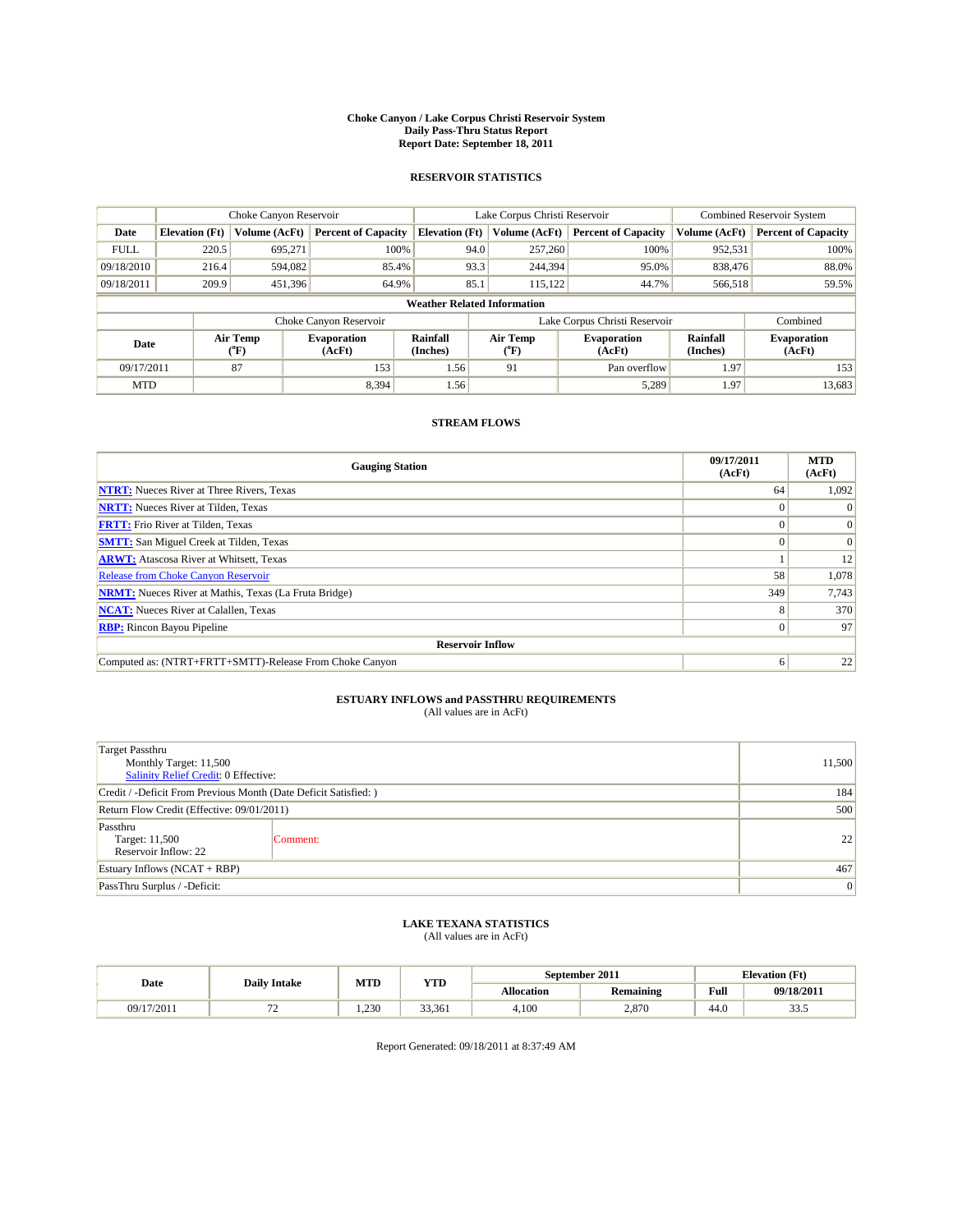**Choke Canyon / Lake Corpus Christi Reservoir System**
**Daily Pass-Thru Status Report**
**Report Date: September 18, 2011**

## RESERVOIR STATISTICS

| | Choke Canyon Reservoir | | | Lake Corpus Christi Reservoir | | | Combined Reservoir System | |
|---|---|---|---|---|---|---|---|---|
| **Date** | **Elevation (Ft)** | **Volume (AcFt)** | **Percent of Capacity** | **Elevation (Ft)** | **Volume (AcFt)** | **Percent of Capacity** | **Volume (AcFt)** | **Percent of Capacity** |
| FULL | 220.5 | 695,271 | 100% | 94.0 | 257,260 | 100% | 952,531 | 100% |
| 09/18/2010 | 216.4 | 594,082 | 85.4% | 93.3 | 244,394 | 95.0% | 838,476 | 88.0% |
| 09/18/2011 | 209.9 | 451,396 | 64.9% | 85.1 | 115,122 | 44.7% | 566,518 | 59.5% |

**Weather Related Information**

| | Choke Canyon Reservoir | | | Lake Corpus Christi Reservoir | | | Combined |
|---|---|---|---|---|---|---|---|
| **Date** | **Air Temp (°F)** | **Evaporation (AcFt)** | **Rainfall (Inches)** | **Air Temp (°F)** | **Evaporation (AcFt)** | **Rainfall (Inches)** | **Evaporation (AcFt)** |
| 09/17/2011 | 87 | 153 | 1.56 | 91 | Pan overflow | 1.97 | 153 |
| MTD | | 8,394 | 1.56 | | 5,289 | 1.97 | 13,683 |

## STREAM FLOWS

| Gauging Station | 09/17/2011 (AcFt) | MTD (AcFt) |
|---|---|---|
| **NTRT:** Nueces River at Three Rivers, Texas | 64 | 1,092 |
| **NRTT:** Nueces River at Tilden, Texas | 0 | 0 |
| **FRTT:** Frio River at Tilden, Texas | 0 | 0 |
| **SMTT:** San Miguel Creek at Tilden, Texas | 0 | 0 |
| **ARWT:** Atascosa River at Whitsett, Texas | 1 | 12 |
| Release from Choke Canyon Reservoir | 58 | 1,078 |
| **NRMT:** Nueces River at Mathis, Texas (La Fruta Bridge) | 349 | 7,743 |
| **NCAT:** Nueces River at Calallen, Texas | 8 | 370 |
| **RBP:** Rincon Bayou Pipeline | 0 | 97 |
| **Reservoir Inflow** | | |
| Computed as: (NTRT+FRTT+SMTT)-Release From Choke Canyon | 6 | 22 |

## ESTUARY INFLOWS and PASSTHRU REQUIREMENTS

(All values are in AcFt)

| | |
|---|---|
| Target Passthru<br>Monthly Target: 11,500<br>Salinity Relief Credit: 0 Effective: | 11,500 |
| Credit / -Deficit From Previous Month (Date Deficit Satisfied: ) | 184 |
| Return Flow Credit (Effective: 09/01/2011) | 500 |
| Passthru<br>Target: 11,500<br>Reservoir Inflow: 22 — Comment: | 22 |
| Estuary Inflows (NCAT + RBP) | 467 |
| PassThru Surplus / -Deficit: | 0 |

## LAKE TEXANA STATISTICS

(All values are in AcFt)

| Date | Daily Intake | MTD | YTD | September 2011 | | Elevation (Ft) | |
|---|---|---|---|---|---|---|---|
| | | | | **Allocation** | **Remaining** | **Full** | **09/18/2011** |
| 09/17/2011 | 72 | 1,230 | 33,361 | 4,100 | 2,870 | 44.0 | 33.5 |

Report Generated: 09/18/2011 at 8:37:49 AM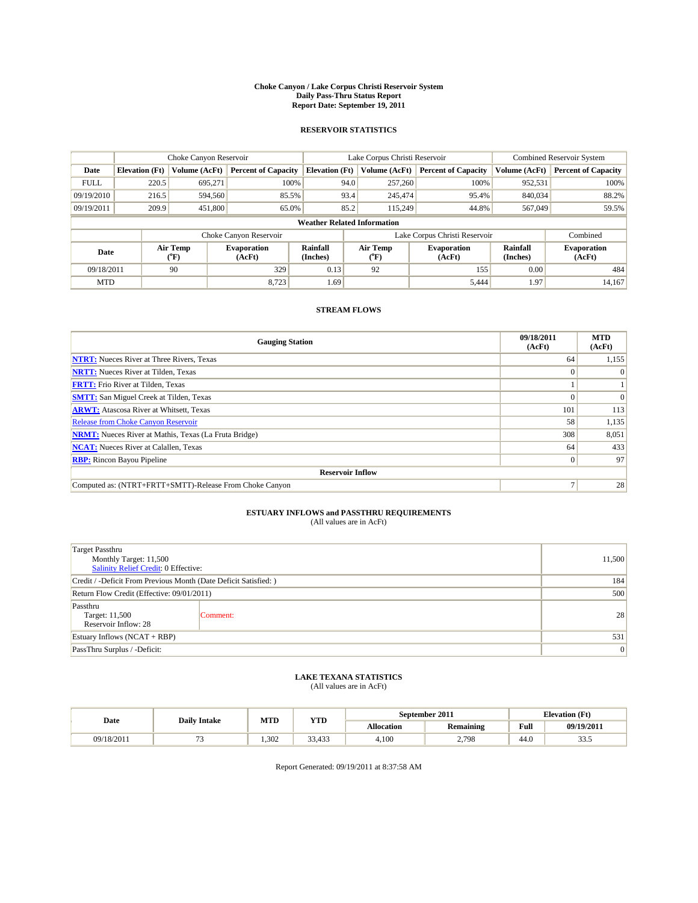# Choke Canyon / Lake Corpus Christi Reservoir System
## Daily Pass-Thru Status Report
### Report Date: September 19, 2011

## RESERVOIR STATISTICS

| | Choke Canyon Reservoir | | | Lake Corpus Christi Reservoir | | | Combined Reservoir System | |
|---|---|---|---|---|---|---|---|---|
| Date | Elevation (Ft) | Volume (AcFt) | Percent of Capacity | Elevation (Ft) | Volume (AcFt) | Percent of Capacity | Volume (AcFt) | Percent of Capacity |
| FULL | 220.5 | 695,271 | 100% | 94.0 | 257,260 | 100% | 952,531 | 100% |
| 09/19/2010 | 216.5 | 594,560 | 85.5% | 93.4 | 245,474 | 95.4% | 840,034 | 88.2% |
| 09/19/2011 | 209.9 | 451,800 | 65.0% | 85.2 | 115,249 | 44.8% | 567,049 | 59.5% |

**Weather Related Information**

| | Choke Canyon Reservoir | | | Lake Corpus Christi Reservoir | | | Combined |
|---|---|---|---|---|---|---|---|
| Date | Air Temp (°F) | Evaporation (AcFt) | Rainfall (Inches) | Air Temp (°F) | Evaporation (AcFt) | Rainfall (Inches) | Evaporation (AcFt) |
| 09/18/2011 | 90 | 329 | 0.13 | 92 | 155 | 0.00 | 484 |
| MTD | | 8,723 | 1.69 | | 5,444 | 1.97 | 14,167 |

## STREAM FLOWS

| Gauging Station | 09/18/2011 (AcFt) | MTD (AcFt) |
|---|---|---|
| NTRT: Nueces River at Three Rivers, Texas | 64 | 1,155 |
| NRTT: Nueces River at Tilden, Texas | 0 | 0 |
| FRTT: Frio River at Tilden, Texas | 1 | 1 |
| SMTT: San Miguel Creek at Tilden, Texas | 0 | 0 |
| ARWT: Atascosa River at Whitsett, Texas | 101 | 113 |
| Release from Choke Canyon Reservoir | 58 | 1,135 |
| NRMT: Nueces River at Mathis, Texas (La Fruta Bridge) | 308 | 8,051 |
| NCAT: Nueces River at Calallen, Texas | 64 | 433 |
| RBP: Rincon Bayou Pipeline | 0 | 97 |
| **Reservoir Inflow** | | |
| Computed as: (NTRT+FRTT+SMTT)-Release From Choke Canyon | 7 | 28 |

## ESTUARY INFLOWS and PASSTHRU REQUIREMENTS
(All values are in AcFt)

| | |
|---|---|
| Target Passthru<br>Monthly Target: 11,500<br>Salinity Relief Credit: 0 Effective: | 11,500 |
| Credit / -Deficit From Previous Month (Date Deficit Satisfied: ) | 184 |
| Return Flow Credit (Effective: 09/01/2011) | 500 |
| Passthru<br>Target: 11,500<br>Reservoir Inflow: 28 &nbsp;&nbsp;&nbsp; Comment: | 28 |
| Estuary Inflows (NCAT + RBP) | 531 |
| PassThru Surplus / -Deficit: | 0 |

## LAKE TEXANA STATISTICS
(All values are in AcFt)

| Date | Daily Intake | MTD | YTD | September 2011 | | Elevation (Ft) | |
|---|---|---|---|---|---|---|---|
| | | | | Allocation | Remaining | Full | 09/19/2011 |
| 09/18/2011 | 73 | 1,302 | 33,433 | 4,100 | 2,798 | 44.0 | 33.5 |

Report Generated: 09/19/2011 at 8:37:58 AM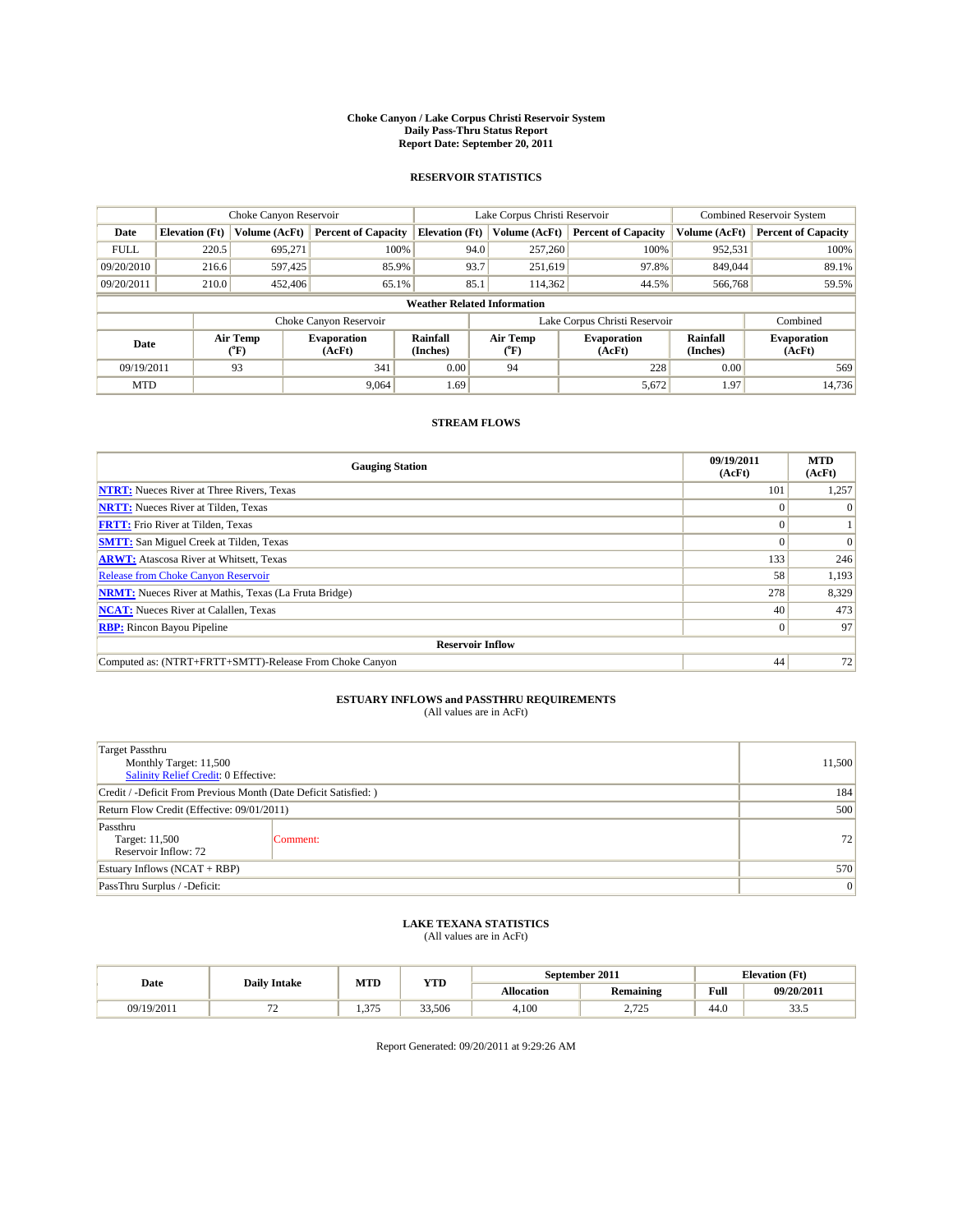# Choke Canyon / Lake Corpus Christi Reservoir System
## Daily Pass-Thru Status Report
### Report Date: September 20, 2011

## RESERVOIR STATISTICS

| | Choke Canyon Reservoir | | | Lake Corpus Christi Reservoir | | | Combined Reservoir System | |
|---|---|---|---|---|---|---|---|---|
| Date | Elevation (Ft) | Volume (AcFt) | Percent of Capacity | Elevation (Ft) | Volume (AcFt) | Percent of Capacity | Volume (AcFt) | Percent of Capacity |
| FULL | 220.5 | 695,271 | 100% | 94.0 | 257,260 | 100% | 952,531 | 100% |
| 09/20/2010 | 216.6 | 597,425 | 85.9% | 93.7 | 251,619 | 97.8% | 849,044 | 89.1% |
| 09/20/2011 | 210.0 | 452,406 | 65.1% | 85.1 | 114,362 | 44.5% | 566,768 | 59.5% |

**Weather Related Information**

| | Choke Canyon Reservoir | | | Lake Corpus Christi Reservoir | | | Combined |
|---|---|---|---|---|---|---|---|
| Date | Air Temp (°F) | Evaporation (AcFt) | Rainfall (Inches) | Air Temp (°F) | Evaporation (AcFt) | Rainfall (Inches) | Evaporation (AcFt) |
| 09/19/2011 | 93 | 341 | 0.00 | 94 | 228 | 0.00 | 569 |
| MTD | | 9,064 | 1.69 | | 5,672 | 1.97 | 14,736 |

## STREAM FLOWS

| Gauging Station | 09/19/2011 (AcFt) | MTD (AcFt) |
|---|---|---|
| NTRT: Nueces River at Three Rivers, Texas | 101 | 1,257 |
| NRTT: Nueces River at Tilden, Texas | 0 | 0 |
| FRTT: Frio River at Tilden, Texas | 0 | 1 |
| SMTT: San Miguel Creek at Tilden, Texas | 0 | 0 |
| ARWT: Atascosa River at Whitsett, Texas | 133 | 246 |
| Release from Choke Canyon Reservoir | 58 | 1,193 |
| NRMT: Nueces River at Mathis, Texas (La Fruta Bridge) | 278 | 8,329 |
| NCAT: Nueces River at Calallen, Texas | 40 | 473 |
| RBP: Rincon Bayou Pipeline | 0 | 97 |
| **Reservoir Inflow** | | |
| Computed as: (NTRT+FRTT+SMTT)-Release From Choke Canyon | 44 | 72 |

## ESTUARY INFLOWS and PASSTHRU REQUIREMENTS
(All values are in AcFt)

| | |
|---|---|
| Target Passthru<br>Monthly Target: 11,500<br>Salinity Relief Credit: 0 Effective: | 11,500 |
| Credit / -Deficit From Previous Month (Date Deficit Satisfied: ) | 184 |
| Return Flow Credit (Effective: 09/01/2011) | 500 |
| Passthru<br>Target: 11,500<br>Reservoir Inflow: 72 &nbsp;&nbsp; Comment: | 72 |
| Estuary Inflows (NCAT + RBP) | 570 |
| PassThru Surplus / -Deficit: | 0 |

## LAKE TEXANA STATISTICS
(All values are in AcFt)

| Date | Daily Intake | MTD | YTD | September 2011 | | Elevation (Ft) | |
|---|---|---|---|---|---|---|---|
| | | | | Allocation | Remaining | Full | 09/20/2011 |
| 09/19/2011 | 72 | 1,375 | 33,506 | 4,100 | 2,725 | 44.0 | 33.5 |

Report Generated: 09/20/2011 at 9:29:26 AM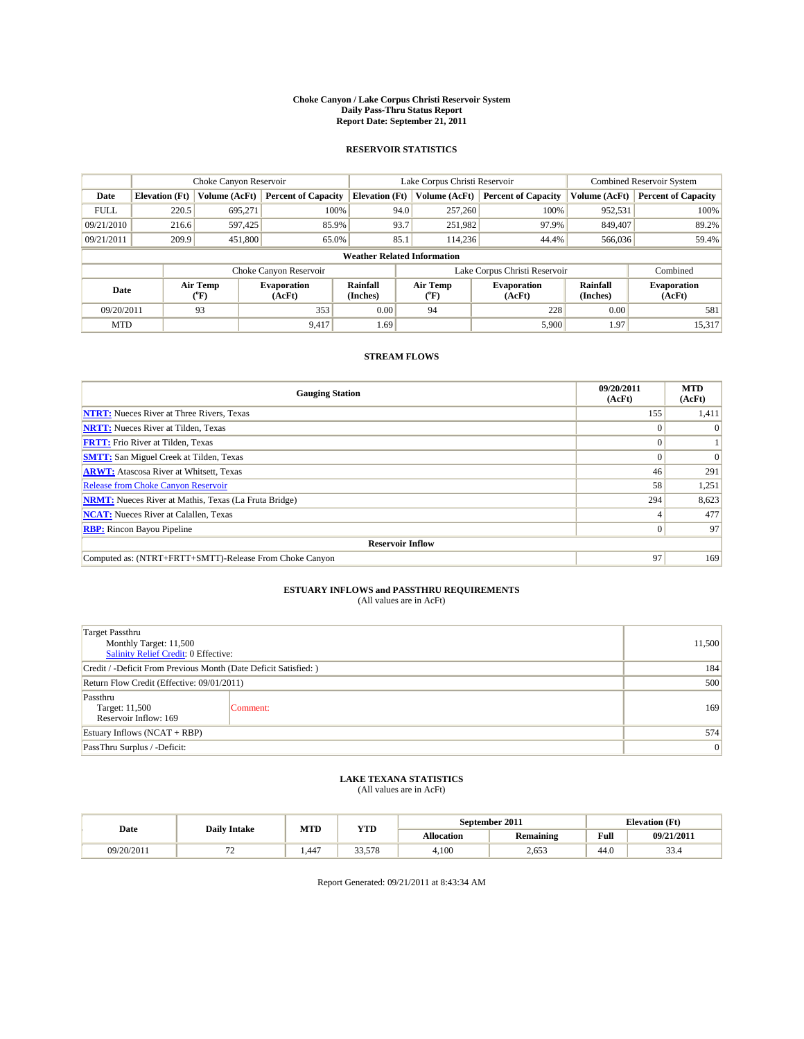# Choke Canyon / Lake Corpus Christi Reservoir System
# Daily Pass-Thru Status Report
# Report Date: September 21, 2011

## RESERVOIR STATISTICS

| | Choke Canyon Reservoir | | | Lake Corpus Christi Reservoir | | | Combined Reservoir System | |
|---|---|---|---|---|---|---|---|---|
| Date | Elevation (Ft) | Volume (AcFt) | Percent of Capacity | Elevation (Ft) | Volume (AcFt) | Percent of Capacity | Volume (AcFt) | Percent of Capacity |
| FULL | 220.5 | 695,271 | 100% | 94.0 | 257,260 | 100% | 952,531 | 100% |
| 09/21/2010 | 216.6 | 597,425 | 85.9% | 93.7 | 251,982 | 97.9% | 849,407 | 89.2% |
| 09/21/2011 | 209.9 | 451,800 | 65.0% | 85.1 | 114,236 | 44.4% | 566,036 | 59.4% |

### Weather Related Information

| | Choke Canyon Reservoir | | | Lake Corpus Christi Reservoir | | | Combined |
|---|---|---|---|---|---|---|---|
| Date | Air Temp (°F) | Evaporation (AcFt) | Rainfall (Inches) | Air Temp (°F) | Evaporation (AcFt) | Rainfall (Inches) | Evaporation (AcFt) |
| 09/20/2011 | 93 | 353 | 0.00 | 94 | 228 | 0.00 | 581 |
| MTD | | 9,417 | 1.69 | | 5,900 | 1.97 | 15,317 |

## STREAM FLOWS

| Gauging Station | 09/20/2011 (AcFt) | MTD (AcFt) |
|---|---|---|
| NTRT: Nueces River at Three Rivers, Texas | 155 | 1,411 |
| NRTT: Nueces River at Tilden, Texas | 0 | 0 |
| FRTT: Frio River at Tilden, Texas | 0 | 1 |
| SMTT: San Miguel Creek at Tilden, Texas | 0 | 0 |
| ARWT: Atascosa River at Whitsett, Texas | 46 | 291 |
| Release from Choke Canyon Reservoir | 58 | 1,251 |
| NRMT: Nueces River at Mathis, Texas (La Fruta Bridge) | 294 | 8,623 |
| NCAT: Nueces River at Calallen, Texas | 4 | 477 |
| RBP: Rincon Bayou Pipeline | 0 | 97 |
| **Reservoir Inflow** | | |
| Computed as: (NTRT+FRTT+SMTT)-Release From Choke Canyon | 97 | 169 |

## ESTUARY INFLOWS and PASSTHRU REQUIREMENTS
(All values are in AcFt)

| | |
|---|---|
| Target Passthru<br>Monthly Target: 11,500<br>Salinity Relief Credit: 0 Effective: | 11,500 |
| Credit / -Deficit From Previous Month (Date Deficit Satisfied: ) | 184 |
| Return Flow Credit (Effective: 09/01/2011) | 500 |
| Passthru<br>Target: 11,500<br>Reservoir Inflow: 169 — Comment: | 169 |
| Estuary Inflows (NCAT + RBP) | 574 |
| PassThru Surplus / -Deficit: | 0 |

## LAKE TEXANA STATISTICS
(All values are in AcFt)

| Date | Daily Intake | MTD | YTD | September 2011 | | Elevation (Ft) | |
|---|---|---|---|---|---|---|---|
| | | | | Allocation | Remaining | Full | 09/21/2011 |
| 09/20/2011 | 72 | 1,447 | 33,578 | 4,100 | 2,653 | 44.0 | 33.4 |

Report Generated: 09/21/2011 at 8:43:34 AM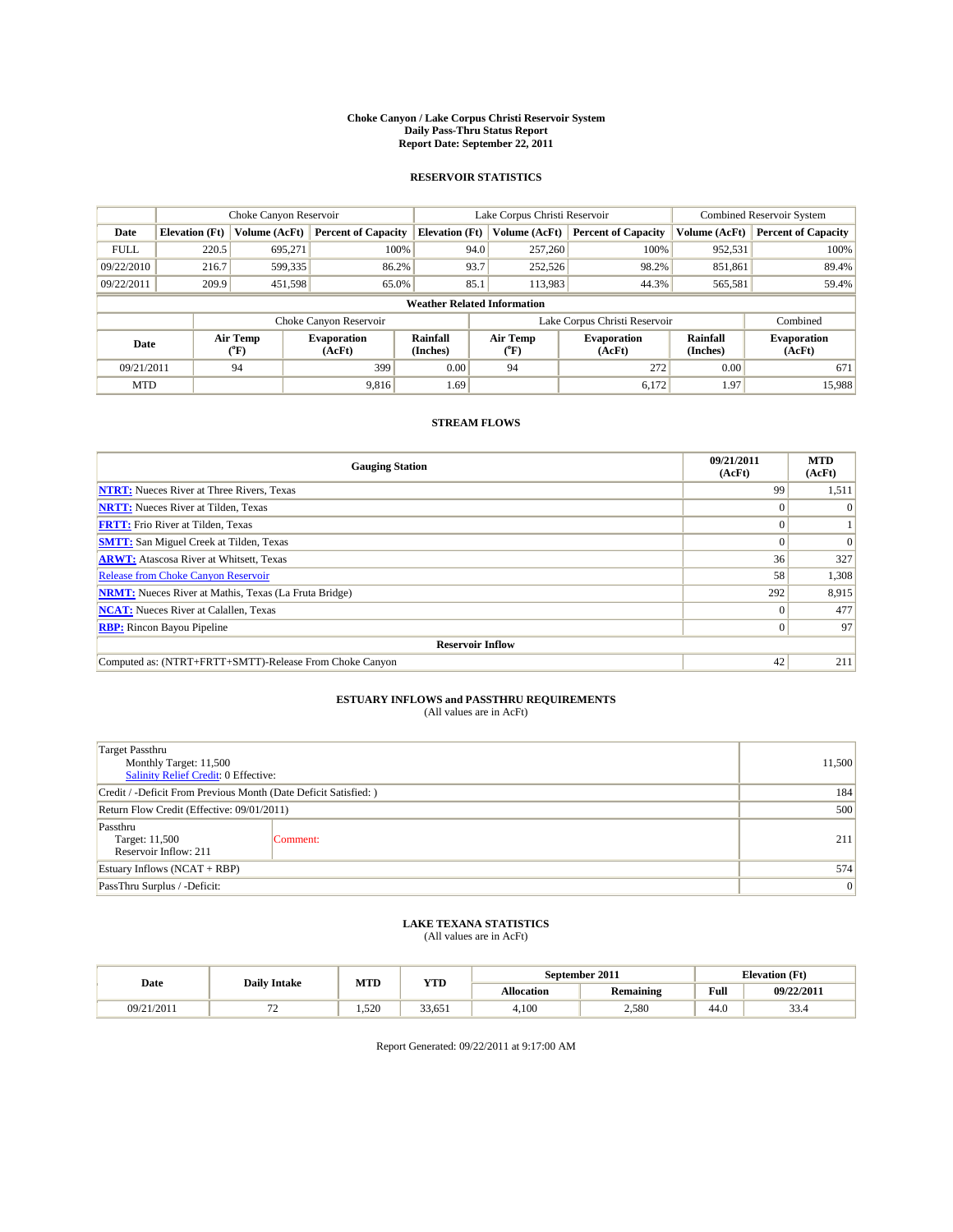# Choke Canyon / Lake Corpus Christi Reservoir System
## Daily Pass-Thru Status Report
### Report Date: September 22, 2011

## RESERVOIR STATISTICS

| | Choke Canyon Reservoir | | | Lake Corpus Christi Reservoir | | | Combined Reservoir System | |
|---|---|---|---|---|---|---|---|---|
| Date | Elevation (Ft) | Volume (AcFt) | Percent of Capacity | Elevation (Ft) | Volume (AcFt) | Percent of Capacity | Volume (AcFt) | Percent of Capacity |
| FULL | 220.5 | 695,271 | 100% | 94.0 | 257,260 | 100% | 952,531 | 100% |
| 09/22/2010 | 216.7 | 599,335 | 86.2% | 93.7 | 252,526 | 98.2% | 851,861 | 89.4% |
| 09/22/2011 | 209.9 | 451,598 | 65.0% | 85.1 | 113,983 | 44.3% | 565,581 | 59.4% |

**Weather Related Information**

| | Choke Canyon Reservoir | | | Lake Corpus Christi Reservoir | | | Combined |
|---|---|---|---|---|---|---|---|
| Date | Air Temp (°F) | Evaporation (AcFt) | Rainfall (Inches) | Air Temp (°F) | Evaporation (AcFt) | Rainfall (Inches) | Evaporation (AcFt) |
| 09/21/2011 | 94 | 399 | 0.00 | 94 | 272 | 0.00 | 671 |
| MTD | | 9,816 | 1.69 | | 6,172 | 1.97 | 15,988 |

## STREAM FLOWS

| Gauging Station | 09/21/2011 (AcFt) | MTD (AcFt) |
|---|---|---|
| NTRT: Nueces River at Three Rivers, Texas | 99 | 1,511 |
| NRTT: Nueces River at Tilden, Texas | 0 | 0 |
| FRTT: Frio River at Tilden, Texas | 0 | 1 |
| SMTT: San Miguel Creek at Tilden, Texas | 0 | 0 |
| ARWT: Atascosa River at Whitsett, Texas | 36 | 327 |
| Release from Choke Canyon Reservoir | 58 | 1,308 |
| NRMT: Nueces River at Mathis, Texas (La Fruta Bridge) | 292 | 8,915 |
| NCAT: Nueces River at Calallen, Texas | 0 | 477 |
| RBP: Rincon Bayou Pipeline | 0 | 97 |
| **Reservoir Inflow** | | |
| Computed as: (NTRT+FRTT+SMTT)-Release From Choke Canyon | 42 | 211 |

## ESTUARY INFLOWS and PASSTHRU REQUIREMENTS
(All values are in AcFt)

| | |
|---|---|
| Target Passthru<br>Monthly Target: 11,500<br>Salinity Relief Credit: 0 Effective: | 11,500 |
| Credit / -Deficit From Previous Month (Date Deficit Satisfied: ) | 184 |
| Return Flow Credit (Effective: 09/01/2011) | 500 |
| Passthru<br>Target: 11,500<br>Reservoir Inflow: 211 — Comment: | 211 |
| Estuary Inflows (NCAT + RBP) | 574 |
| PassThru Surplus / -Deficit: | 0 |

## LAKE TEXANA STATISTICS
(All values are in AcFt)

| Date | Daily Intake | MTD | YTD | September 2011 | | Elevation (Ft) | |
|---|---|---|---|---|---|---|---|
| | | | | Allocation | Remaining | Full | 09/22/2011 |
| 09/21/2011 | 72 | 1,520 | 33,651 | 4,100 | 2,580 | 44.0 | 33.4 |

Report Generated: 09/22/2011 at 9:17:00 AM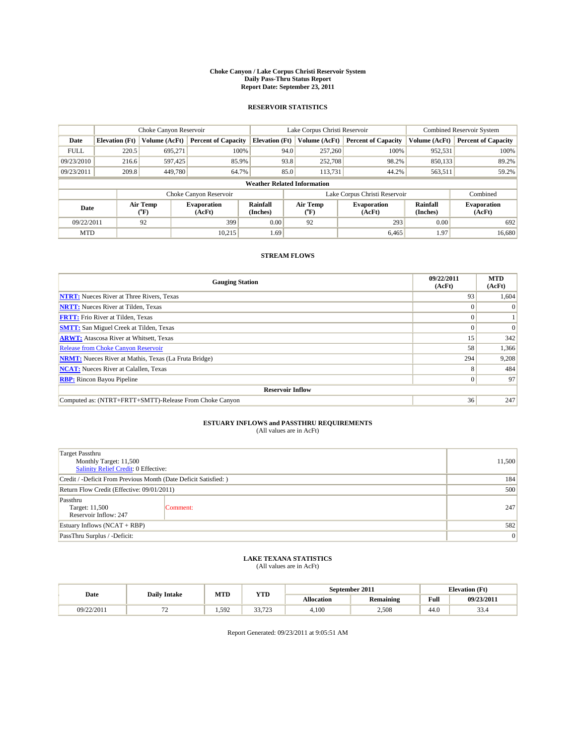# Choke Canyon / Lake Corpus Christi Reservoir System
## Daily Pass-Thru Status Report
### Report Date: September 23, 2011

## RESERVOIR STATISTICS

| | Choke Canyon Reservoir | | | Lake Corpus Christi Reservoir | | | Combined Reservoir System | |
|---|---|---|---|---|---|---|---|---|
| Date | Elevation (Ft) | Volume (AcFt) | Percent of Capacity | Elevation (Ft) | Volume (AcFt) | Percent of Capacity | Volume (AcFt) | Percent of Capacity |
| FULL | 220.5 | 695,271 | 100% | 94.0 | 257,260 | 100% | 952,531 | 100% |
| 09/23/2010 | 216.6 | 597,425 | 85.9% | 93.8 | 252,708 | 98.2% | 850,133 | 89.2% |
| 09/23/2011 | 209.8 | 449,780 | 64.7% | 85.0 | 113,731 | 44.2% | 563,511 | 59.2% |

**Weather Related Information**

| | Choke Canyon Reservoir | | | Lake Corpus Christi Reservoir | | | Combined |
|---|---|---|---|---|---|---|---|
| Date | Air Temp (°F) | Evaporation (AcFt) | Rainfall (Inches) | Air Temp (°F) | Evaporation (AcFt) | Rainfall (Inches) | Evaporation (AcFt) |
| 09/22/2011 | 92 | 399 | 0.00 | 92 | 293 | 0.00 | 692 |
| MTD | | 10,215 | 1.69 | | 6,465 | 1.97 | 16,680 |

## STREAM FLOWS

| Gauging Station | 09/22/2011 (AcFt) | MTD (AcFt) |
|---|---|---|
| NTRT: Nueces River at Three Rivers, Texas | 93 | 1,604 |
| NRTT: Nueces River at Tilden, Texas | 0 | 0 |
| FRTT: Frio River at Tilden, Texas | 0 | 1 |
| SMTT: San Miguel Creek at Tilden, Texas | 0 | 0 |
| ARWT: Atascosa River at Whitsett, Texas | 15 | 342 |
| Release from Choke Canyon Reservoir | 58 | 1,366 |
| NRMT: Nueces River at Mathis, Texas (La Fruta Bridge) | 294 | 9,208 |
| NCAT: Nueces River at Calallen, Texas | 8 | 484 |
| RBP: Rincon Bayou Pipeline | 0 | 97 |
| **Reservoir Inflow** | | |
| Computed as: (NTRT+FRTT+SMTT)-Release From Choke Canyon | 36 | 247 |

## ESTUARY INFLOWS and PASSTHRU REQUIREMENTS
(All values are in AcFt)

| | |
|---|---|
| Target Passthru<br>Monthly Target: 11,500<br>Salinity Relief Credit: 0 Effective: | 11,500 |
| Credit / -Deficit From Previous Month (Date Deficit Satisfied: ) | 184 |
| Return Flow Credit (Effective: 09/01/2011) | 500 |
| Passthru<br>Target: 11,500<br>Reservoir Inflow: 247 &nbsp;&nbsp; Comment: | 247 |
| Estuary Inflows (NCAT + RBP) | 582 |
| PassThru Surplus / -Deficit: | 0 |

## LAKE TEXANA STATISTICS
(All values are in AcFt)

| Date | Daily Intake | MTD | YTD | September 2011 | | Elevation (Ft) | |
|---|---|---|---|---|---|---|---|
| | | | | Allocation | Remaining | Full | 09/23/2011 |
| 09/22/2011 | 72 | 1,592 | 33,723 | 4,100 | 2,508 | 44.0 | 33.4 |

Report Generated: 09/23/2011 at 9:05:51 AM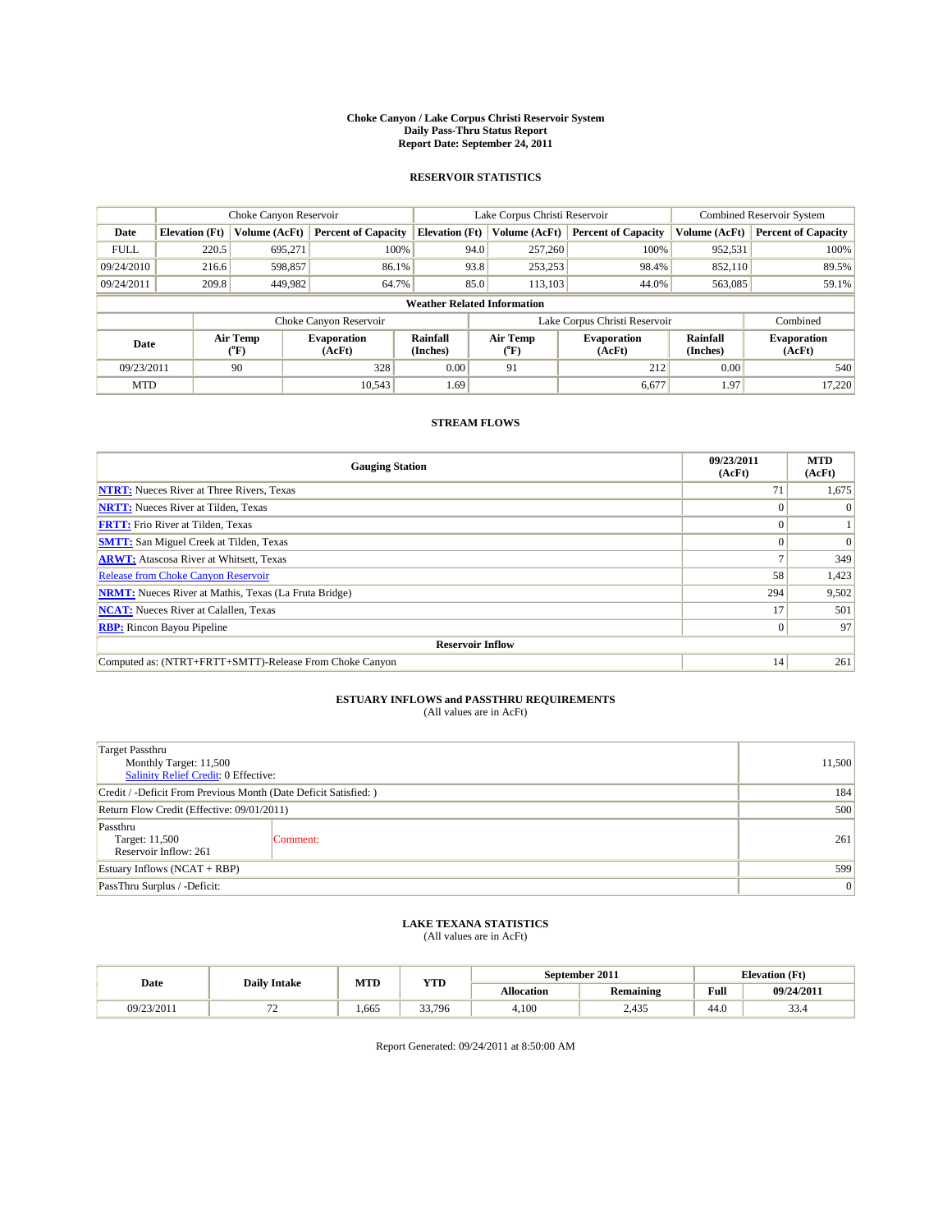**Choke Canyon / Lake Corpus Christi Reservoir System**
**Daily Pass-Thru Status Report**
**Report Date: September 24, 2011**

## RESERVOIR STATISTICS

| | Choke Canyon Reservoir | | | Lake Corpus Christi Reservoir | | | Combined Reservoir System | |
|---|---|---|---|---|---|---|---|---|
| Date | Elevation (Ft) | Volume (AcFt) | Percent of Capacity | Elevation (Ft) | Volume (AcFt) | Percent of Capacity | Volume (AcFt) | Percent of Capacity |
| FULL | 220.5 | 695,271 | 100% | 94.0 | 257,260 | 100% | 952,531 | 100% |
| 09/24/2010 | 216.6 | 598,857 | 86.1% | 93.8 | 253,253 | 98.4% | 852,110 | 89.5% |
| 09/24/2011 | 209.8 | 449,982 | 64.7% | 85.0 | 113,103 | 44.0% | 563,085 | 59.1% |

**Weather Related Information**

| | Choke Canyon Reservoir | | | Lake Corpus Christi Reservoir | | | Combined |
|---|---|---|---|---|---|---|---|
| Date | Air Temp (°F) | Evaporation (AcFt) | Rainfall (Inches) | Air Temp (°F) | Evaporation (AcFt) | Rainfall (Inches) | Evaporation (AcFt) |
| 09/23/2011 | 90 | 328 | 0.00 | 91 | 212 | 0.00 | 540 |
| MTD | | 10,543 | 1.69 | | 6,677 | 1.97 | 17,220 |

## STREAM FLOWS

| Gauging Station | 09/23/2011 (AcFt) | MTD (AcFt) |
|---|---|---|
| NTRT: Nueces River at Three Rivers, Texas | 71 | 1,675 |
| NRTT: Nueces River at Tilden, Texas | 0 | 0 |
| FRTT: Frio River at Tilden, Texas | 0 | 1 |
| SMTT: San Miguel Creek at Tilden, Texas | 0 | 0 |
| ARWT: Atascosa River at Whitsett, Texas | 7 | 349 |
| Release from Choke Canyon Reservoir | 58 | 1,423 |
| NRMT: Nueces River at Mathis, Texas (La Fruta Bridge) | 294 | 9,502 |
| NCAT: Nueces River at Calallen, Texas | 17 | 501 |
| RBP: Rincon Bayou Pipeline | 0 | 97 |
| **Reservoir Inflow** | | |
| Computed as: (NTRT+FRTT+SMTT)-Release From Choke Canyon | 14 | 261 |

## ESTUARY INFLOWS and PASSTHRU REQUIREMENTS

(All values are in AcFt)

| | |
|---|---|
| Target Passthru<br>Monthly Target: 11,500<br>Salinity Relief Credit: 0 Effective: | 11,500 |
| Credit / -Deficit From Previous Month (Date Deficit Satisfied: ) | 184 |
| Return Flow Credit (Effective: 09/01/2011) | 500 |
| Passthru<br>Target: 11,500<br>Reservoir Inflow: 261 — Comment: | 261 |
| Estuary Inflows (NCAT + RBP) | 599 |
| PassThru Surplus / -Deficit: | 0 |

## LAKE TEXANA STATISTICS

(All values are in AcFt)

| Date | Daily Intake | MTD | YTD | September 2011 | | Elevation (Ft) | |
|---|---|---|---|---|---|---|---|
| | | | | Allocation | Remaining | Full | 09/24/2011 |
| 09/23/2011 | 72 | 1,665 | 33,796 | 4,100 | 2,435 | 44.0 | 33.4 |

Report Generated: 09/24/2011 at 8:50:00 AM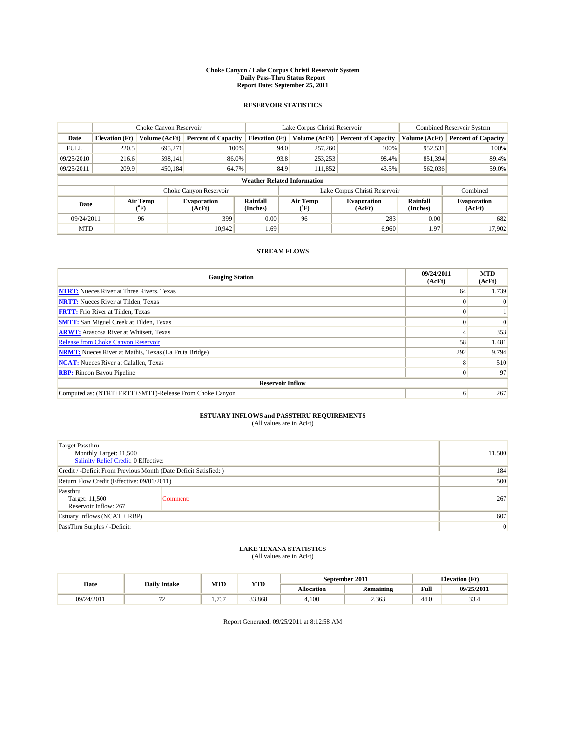# Choke Canyon / Lake Corpus Christi Reservoir System
## Daily Pass-Thru Status Report
### Report Date: September 25, 2011

## RESERVOIR STATISTICS

| | Choke Canyon Reservoir | | | Lake Corpus Christi Reservoir | | | Combined Reservoir System | |
|---|---|---|---|---|---|---|---|---|
| Date | Elevation (Ft) | Volume (AcFt) | Percent of Capacity | Elevation (Ft) | Volume (AcFt) | Percent of Capacity | Volume (AcFt) | Percent of Capacity |
| FULL | 220.5 | 695,271 | 100% | 94.0 | 257,260 | 100% | 952,531 | 100% |
| 09/25/2010 | 216.6 | 598,141 | 86.0% | 93.8 | 253,253 | 98.4% | 851,394 | 89.4% |
| 09/25/2011 | 209.9 | 450,184 | 64.7% | 84.9 | 111,852 | 43.5% | 562,036 | 59.0% |

**Weather Related Information**

| | Choke Canyon Reservoir | | | Lake Corpus Christi Reservoir | | | Combined |
|---|---|---|---|---|---|---|---|
| Date | Air Temp (°F) | Evaporation (AcFt) | Rainfall (Inches) | Air Temp (°F) | Evaporation (AcFt) | Rainfall (Inches) | Evaporation (AcFt) |
| 09/24/2011 | 96 | 399 | 0.00 | 96 | 283 | 0.00 | 682 |
| MTD | | 10,942 | 1.69 | | 6,960 | 1.97 | 17,902 |

## STREAM FLOWS

| Gauging Station | 09/24/2011 (AcFt) | MTD (AcFt) |
|---|---|---|
| NTRT: Nueces River at Three Rivers, Texas | 64 | 1,739 |
| NRTT: Nueces River at Tilden, Texas | 0 | 0 |
| FRTT: Frio River at Tilden, Texas | 0 | 1 |
| SMTT: San Miguel Creek at Tilden, Texas | 0 | 0 |
| ARWT: Atascosa River at Whitsett, Texas | 4 | 353 |
| Release from Choke Canyon Reservoir | 58 | 1,481 |
| NRMT: Nueces River at Mathis, Texas (La Fruta Bridge) | 292 | 9,794 |
| NCAT: Nueces River at Calallen, Texas | 8 | 510 |
| RBP: Rincon Bayou Pipeline | 0 | 97 |
| **Reservoir Inflow** | | |
| Computed as: (NTRT+FRTT+SMTT)-Release From Choke Canyon | 6 | 267 |

## ESTUARY INFLOWS and PASSTHRU REQUIREMENTS
(All values are in AcFt)

| | |
|---|---|
| Target Passthru<br>Monthly Target: 11,500<br>Salinity Relief Credit: 0 Effective: | 11,500 |
| Credit / -Deficit From Previous Month (Date Deficit Satisfied: ) | 184 |
| Return Flow Credit (Effective: 09/01/2011) | 500 |
| Passthru<br>Target: 11,500<br>Reservoir Inflow: 267 — Comment: | 267 |
| Estuary Inflows (NCAT + RBP) | 607 |
| PassThru Surplus / -Deficit: | 0 |

## LAKE TEXANA STATISTICS
(All values are in AcFt)

| Date | Daily Intake | MTD | YTD | September 2011 | | Elevation (Ft) | |
|---|---|---|---|---|---|---|---|
| | | | | Allocation | Remaining | Full | 09/25/2011 |
| 09/24/2011 | 72 | 1,737 | 33,868 | 4,100 | 2,363 | 44.0 | 33.4 |

Report Generated: 09/25/2011 at 8:12:58 AM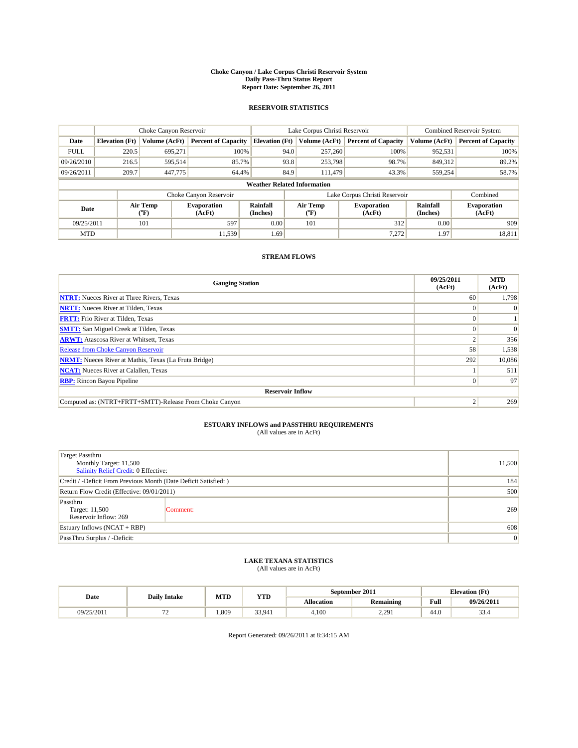# Choke Canyon / Lake Corpus Christi Reservoir System
## Daily Pass-Thru Status Report
### Report Date: September 26, 2011

## RESERVOIR STATISTICS

| | Choke Canyon Reservoir | | | Lake Corpus Christi Reservoir | | | Combined Reservoir System | |
|---|---|---|---|---|---|---|---|---|
| Date | Elevation (Ft) | Volume (AcFt) | Percent of Capacity | Elevation (Ft) | Volume (AcFt) | Percent of Capacity | Volume (AcFt) | Percent of Capacity |
| FULL | 220.5 | 695,271 | 100% | 94.0 | 257,260 | 100% | 952,531 | 100% |
| 09/26/2010 | 216.5 | 595,514 | 85.7% | 93.8 | 253,798 | 98.7% | 849,312 | 89.2% |
| 09/26/2011 | 209.7 | 447,775 | 64.4% | 84.9 | 111,479 | 43.3% | 559,254 | 58.7% |

**Weather Related Information**

| | Choke Canyon Reservoir | | | Lake Corpus Christi Reservoir | | | Combined |
|---|---|---|---|---|---|---|---|
| Date | Air Temp (°F) | Evaporation (AcFt) | Rainfall (Inches) | Air Temp (°F) | Evaporation (AcFt) | Rainfall (Inches) | Evaporation (AcFt) |
| 09/25/2011 | 101 | 597 | 0.00 | 101 | 312 | 0.00 | 909 |
| MTD | | 11,539 | 1.69 | | 7,272 | 1.97 | 18,811 |

## STREAM FLOWS

| Gauging Station | 09/25/2011 (AcFt) | MTD (AcFt) |
|---|---|---|
| NTRT: Nueces River at Three Rivers, Texas | 60 | 1,798 |
| NRTT: Nueces River at Tilden, Texas | 0 | 0 |
| FRTT: Frio River at Tilden, Texas | 0 | 1 |
| SMTT: San Miguel Creek at Tilden, Texas | 0 | 0 |
| ARWT: Atascosa River at Whitsett, Texas | 2 | 356 |
| Release from Choke Canyon Reservoir | 58 | 1,538 |
| NRMT: Nueces River at Mathis, Texas (La Fruta Bridge) | 292 | 10,086 |
| NCAT: Nueces River at Calallen, Texas | 1 | 511 |
| RBP: Rincon Bayou Pipeline | 0 | 97 |
| **Reservoir Inflow** | | |
| Computed as: (NTRT+FRTT+SMTT)-Release From Choke Canyon | 2 | 269 |

## ESTUARY INFLOWS and PASSTHRU REQUIREMENTS
(All values are in AcFt)

| | |
|---|---|
| Target Passthru<br>Monthly Target: 11,500<br>Salinity Relief Credit: 0 Effective: | 11,500 |
| Credit / -Deficit From Previous Month (Date Deficit Satisfied: ) | 184 |
| Return Flow Credit (Effective: 09/01/2011) | 500 |
| Passthru<br>Target: 11,500<br>Reservoir Inflow: 269 &nbsp;&nbsp; Comment: | 269 |
| Estuary Inflows (NCAT + RBP) | 608 |
| PassThru Surplus / -Deficit: | 0 |

## LAKE TEXANA STATISTICS
(All values are in AcFt)

| Date | Daily Intake | MTD | YTD | September 2011 | | Elevation (Ft) | |
|---|---|---|---|---|---|---|---|
| | | | | Allocation | Remaining | Full | 09/26/2011 |
| 09/25/2011 | 72 | 1,809 | 33,941 | 4,100 | 2,291 | 44.0 | 33.4 |

Report Generated: 09/26/2011 at 8:34:15 AM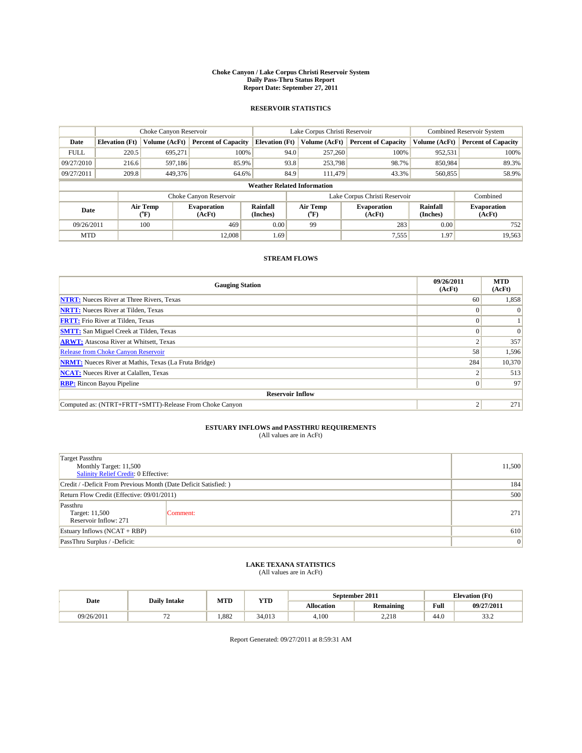# Choke Canyon / Lake Corpus Christi Reservoir System
## Daily Pass-Thru Status Report
### Report Date: September 27, 2011

## RESERVOIR STATISTICS

| | Choke Canyon Reservoir | | | Lake Corpus Christi Reservoir | | | Combined Reservoir System | |
|---|---|---|---|---|---|---|---|---|
| Date | Elevation (Ft) | Volume (AcFt) | Percent of Capacity | Elevation (Ft) | Volume (AcFt) | Percent of Capacity | Volume (AcFt) | Percent of Capacity |
| FULL | 220.5 | 695,271 | 100% | 94.0 | 257,260 | 100% | 952,531 | 100% |
| 09/27/2010 | 216.6 | 597,186 | 85.9% | 93.8 | 253,798 | 98.7% | 850,984 | 89.3% |
| 09/27/2011 | 209.8 | 449,376 | 64.6% | 84.9 | 111,479 | 43.3% | 560,855 | 58.9% |

**Weather Related Information**

| | Choke Canyon Reservoir | | | Lake Corpus Christi Reservoir | | | Combined |
|---|---|---|---|---|---|---|---|
| Date | Air Temp (°F) | Evaporation (AcFt) | Rainfall (Inches) | Air Temp (°F) | Evaporation (AcFt) | Rainfall (Inches) | Evaporation (AcFt) |
| 09/26/2011 | 100 | 469 | 0.00 | 99 | 283 | 0.00 | 752 |
| MTD | | 12,008 | 1.69 | | 7,555 | 1.97 | 19,563 |

## STREAM FLOWS

| Gauging Station | 09/26/2011 (AcFt) | MTD (AcFt) |
|---|---|---|
| **NTRT:** Nueces River at Three Rivers, Texas | 60 | 1,858 |
| **NRTT:** Nueces River at Tilden, Texas | 0 | 0 |
| **FRTT:** Frio River at Tilden, Texas | 0 | 1 |
| **SMTT:** San Miguel Creek at Tilden, Texas | 0 | 0 |
| **ARWT:** Atascosa River at Whitsett, Texas | 2 | 357 |
| Release from Choke Canyon Reservoir | 58 | 1,596 |
| **NRMT:** Nueces River at Mathis, Texas (La Fruta Bridge) | 284 | 10,370 |
| **NCAT:** Nueces River at Calallen, Texas | 2 | 513 |
| **RBP:** Rincon Bayou Pipeline | 0 | 97 |
| **Reservoir Inflow** | | |
| Computed as: (NTRT+FRTT+SMTT)-Release From Choke Canyon | 2 | 271 |

## ESTUARY INFLOWS and PASSTHRU REQUIREMENTS
(All values are in AcFt)

| | |
|---|---|
| Target Passthru<br>Monthly Target: 11,500<br>Salinity Relief Credit: 0 Effective: | 11,500 |
| Credit / -Deficit From Previous Month (Date Deficit Satisfied: ) | 184 |
| Return Flow Credit (Effective: 09/01/2011) | 500 |
| Passthru<br>Target: 11,500<br>Reservoir Inflow: 271 — Comment: | 271 |
| Estuary Inflows (NCAT + RBP) | 610 |
| PassThru Surplus / -Deficit: | 0 |

## LAKE TEXANA STATISTICS
(All values are in AcFt)

| Date | Daily Intake | MTD | YTD | September 2011 | | Elevation (Ft) | |
|---|---|---|---|---|---|---|---|
| | | | | Allocation | Remaining | Full | 09/27/2011 |
| 09/26/2011 | 72 | 1,882 | 34,013 | 4,100 | 2,218 | 44.0 | 33.2 |

Report Generated: 09/27/2011 at 8:59:31 AM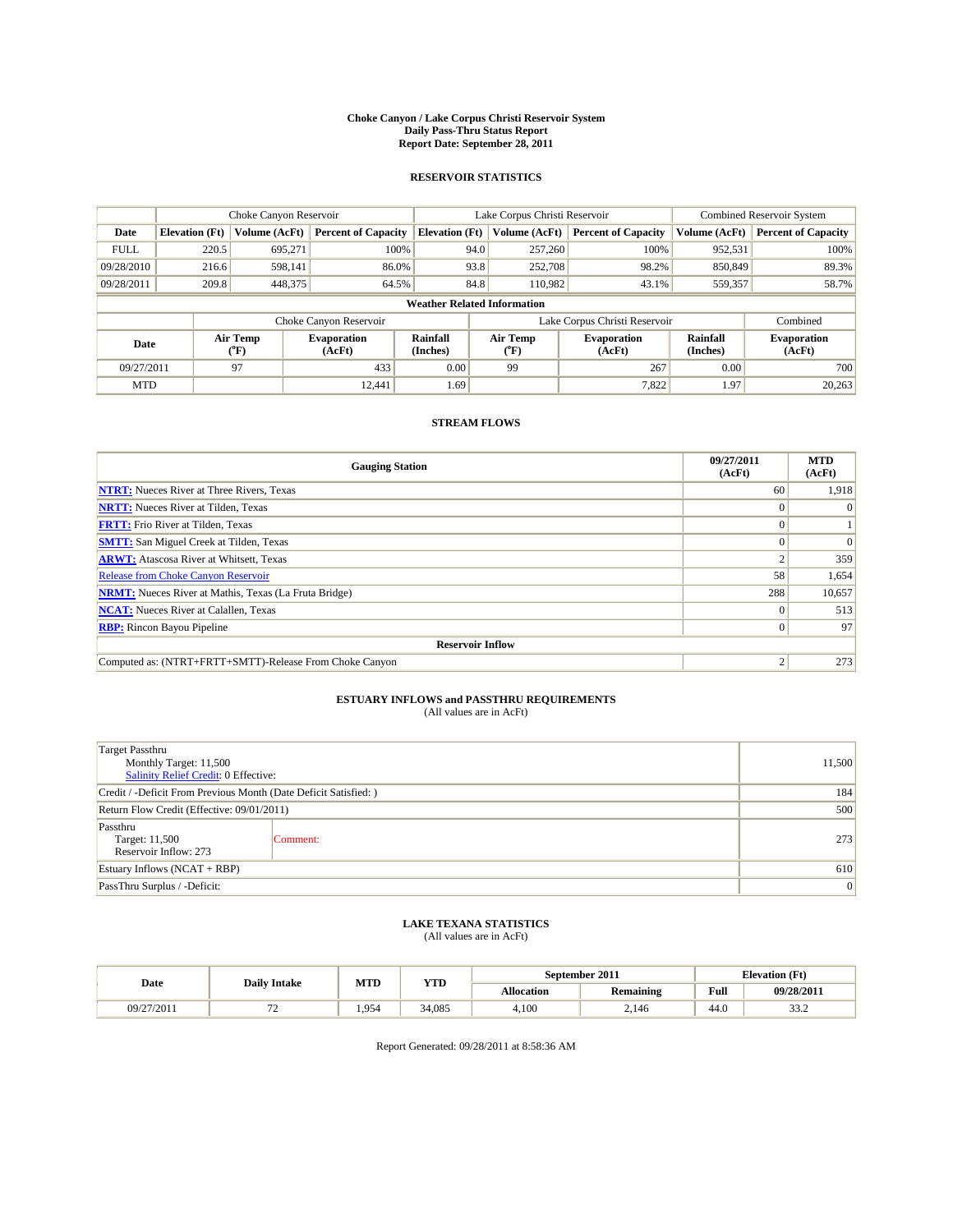**Choke Canyon / Lake Corpus Christi Reservoir System**
**Daily Pass-Thru Status Report**
**Report Date: September 28, 2011**

## RESERVOIR STATISTICS

| | Choke Canyon Reservoir | | | Lake Corpus Christi Reservoir | | | Combined Reservoir System | |
|---|---|---|---|---|---|---|---|---|
| **Date** | **Elevation (Ft)** | **Volume (AcFt)** | **Percent of Capacity** | **Elevation (Ft)** | **Volume (AcFt)** | **Percent of Capacity** | **Volume (AcFt)** | **Percent of Capacity** |
| FULL | 220.5 | 695,271 | 100% | 94.0 | 257,260 | 100% | 952,531 | 100% |
| 09/28/2010 | 216.6 | 598,141 | 86.0% | 93.8 | 252,708 | 98.2% | 850,849 | 89.3% |
| 09/28/2011 | 209.8 | 448,375 | 64.5% | 84.8 | 110,982 | 43.1% | 559,357 | 58.7% |

**Weather Related Information**

| | Choke Canyon Reservoir | | | Lake Corpus Christi Reservoir | | | Combined |
|---|---|---|---|---|---|---|---|
| **Date** | **Air Temp (°F)** | **Evaporation (AcFt)** | **Rainfall (Inches)** | **Air Temp (°F)** | **Evaporation (AcFt)** | **Rainfall (Inches)** | **Evaporation (AcFt)** |
| 09/27/2011 | 97 | 433 | 0.00 | 99 | 267 | 0.00 | 700 |
| MTD | | 12,441 | 1.69 | | 7,822 | 1.97 | 20,263 |

## STREAM FLOWS

| Gauging Station | 09/27/2011 (AcFt) | MTD (AcFt) |
|---|---|---|
| NTRT: Nueces River at Three Rivers, Texas | 60 | 1,918 |
| NRTT: Nueces River at Tilden, Texas | 0 | 0 |
| FRTT: Frio River at Tilden, Texas | 0 | 1 |
| SMTT: San Miguel Creek at Tilden, Texas | 0 | 0 |
| ARWT: Atascosa River at Whitsett, Texas | 2 | 359 |
| Release from Choke Canyon Reservoir | 58 | 1,654 |
| NRMT: Nueces River at Mathis, Texas (La Fruta Bridge) | 288 | 10,657 |
| NCAT: Nueces River at Calallen, Texas | 0 | 513 |
| RBP: Rincon Bayou Pipeline | 0 | 97 |
| **Reservoir Inflow** | | |
| Computed as: (NTRT+FRTT+SMTT)-Release From Choke Canyon | 2 | 273 |

## ESTUARY INFLOWS and PASSTHRU REQUIREMENTS

(All values are in AcFt)

| | |
|---|---|
| Target Passthru<br>Monthly Target: 11,500<br>Salinity Relief Credit: 0 Effective: | 11,500 |
| Credit / -Deficit From Previous Month (Date Deficit Satisfied: ) | 184 |
| Return Flow Credit (Effective: 09/01/2011) | 500 |
| Passthru<br>Target: 11,500<br>Reservoir Inflow: 273 — Comment: | 273 |
| Estuary Inflows (NCAT + RBP) | 610 |
| PassThru Surplus / -Deficit: | 0 |

## LAKE TEXANA STATISTICS

(All values are in AcFt)

| Date | Daily Intake | MTD | YTD | September 2011 | | Elevation (Ft) | |
|---|---|---|---|---|---|---|---|
| | | | | **Allocation** | **Remaining** | **Full** | **09/28/2011** |
| 09/27/2011 | 72 | 1,954 | 34,085 | 4,100 | 2,146 | 44.0 | 33.2 |

Report Generated: 09/28/2011 at 8:58:36 AM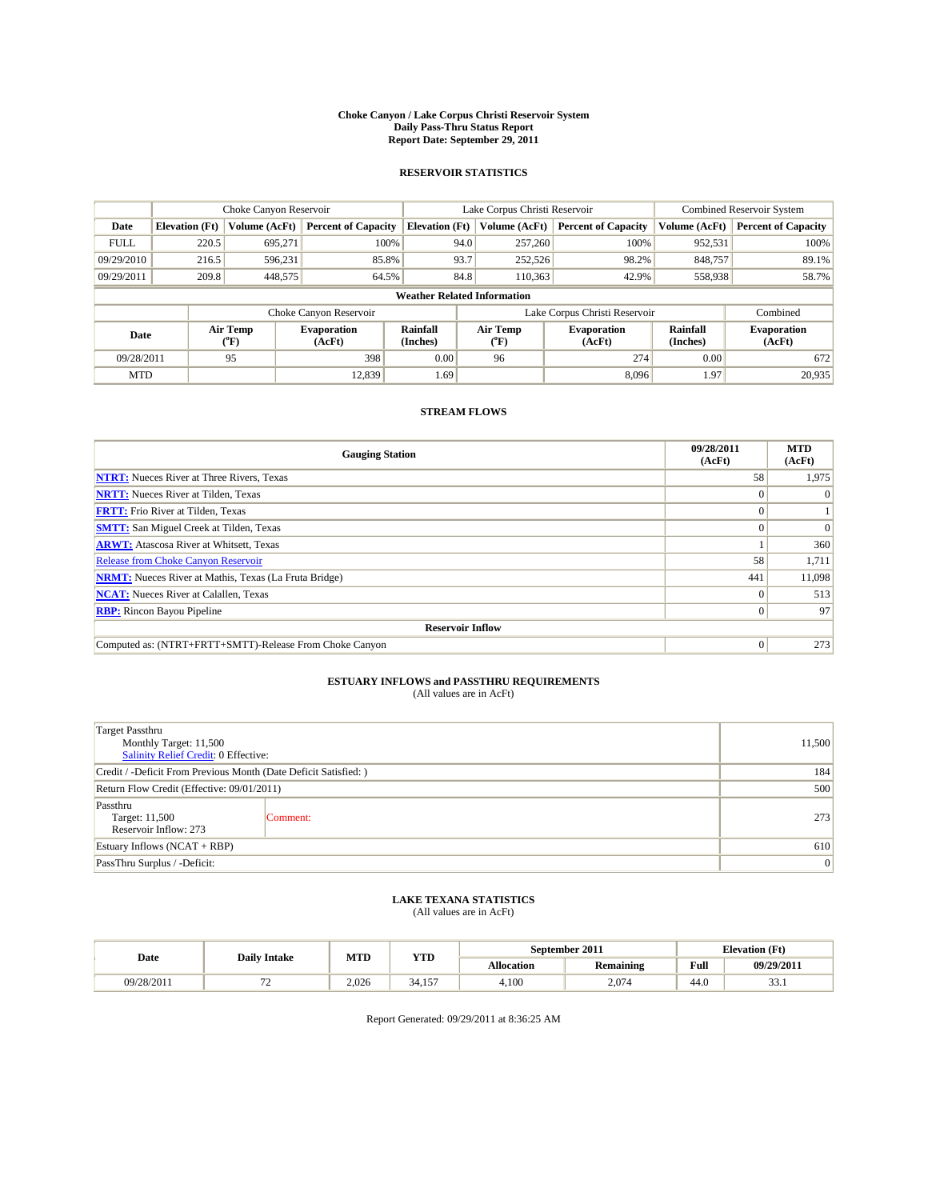# Choke Canyon / Lake Corpus Christi Reservoir System
## Daily Pass-Thru Status Report
### Report Date: September 29, 2011

## RESERVOIR STATISTICS

| | Choke Canyon Reservoir | | | Lake Corpus Christi Reservoir | | | Combined Reservoir System | |
|---|---|---|---|---|---|---|---|---|
| Date | Elevation (Ft) | Volume (AcFt) | Percent of Capacity | Elevation (Ft) | Volume (AcFt) | Percent of Capacity | Volume (AcFt) | Percent of Capacity |
| FULL | 220.5 | 695,271 | 100% | 94.0 | 257,260 | 100% | 952,531 | 100% |
| 09/29/2010 | 216.5 | 596,231 | 85.8% | 93.7 | 252,526 | 98.2% | 848,757 | 89.1% |
| 09/29/2011 | 209.8 | 448,575 | 64.5% | 84.8 | 110,363 | 42.9% | 558,938 | 58.7% |

**Weather Related Information**

| | Choke Canyon Reservoir | | | Lake Corpus Christi Reservoir | | | Combined |
|---|---|---|---|---|---|---|---|
| Date | Air Temp (°F) | Evaporation (AcFt) | Rainfall (Inches) | Air Temp (°F) | Evaporation (AcFt) | Rainfall (Inches) | Evaporation (AcFt) |
| 09/28/2011 | 95 | 398 | 0.00 | 96 | 274 | 0.00 | 672 |
| MTD | | 12,839 | 1.69 | | 8,096 | 1.97 | 20,935 |

## STREAM FLOWS

| Gauging Station | 09/28/2011 (AcFt) | MTD (AcFt) |
|---|---|---|
| NTRT: Nueces River at Three Rivers, Texas | 58 | 1,975 |
| NRTT: Nueces River at Tilden, Texas | 0 | 0 |
| FRTT: Frio River at Tilden, Texas | 0 | 1 |
| SMTT: San Miguel Creek at Tilden, Texas | 0 | 0 |
| ARWT: Atascosa River at Whitsett, Texas | 1 | 360 |
| Release from Choke Canyon Reservoir | 58 | 1,711 |
| NRMT: Nueces River at Mathis, Texas (La Fruta Bridge) | 441 | 11,098 |
| NCAT: Nueces River at Calallen, Texas | 0 | 513 |
| RBP: Rincon Bayou Pipeline | 0 | 97 |
| **Reservoir Inflow** | | |
| Computed as: (NTRT+FRTT+SMTT)-Release From Choke Canyon | 0 | 273 |

## ESTUARY INFLOWS and PASSTHRU REQUIREMENTS
(All values are in AcFt)

| | |
|---|---|
| Target Passthru<br>Monthly Target: 11,500<br>Salinity Relief Credit: 0 Effective: | 11,500 |
| Credit / -Deficit From Previous Month (Date Deficit Satisfied: ) | 184 |
| Return Flow Credit (Effective: 09/01/2011) | 500 |
| Passthru<br>Target: 11,500<br>Reservoir Inflow: 273 &nbsp;&nbsp;&nbsp; Comment: | 273 |
| Estuary Inflows (NCAT + RBP) | 610 |
| PassThru Surplus / -Deficit: | 0 |

## LAKE TEXANA STATISTICS
(All values are in AcFt)

| Date | Daily Intake | MTD | YTD | September 2011 | | Elevation (Ft) | |
|---|---|---|---|---|---|---|---|
| | | | | Allocation | Remaining | Full | 09/29/2011 |
| 09/28/2011 | 72 | 2,026 | 34,157 | 4,100 | 2,074 | 44.0 | 33.1 |

Report Generated: 09/29/2011 at 8:36:25 AM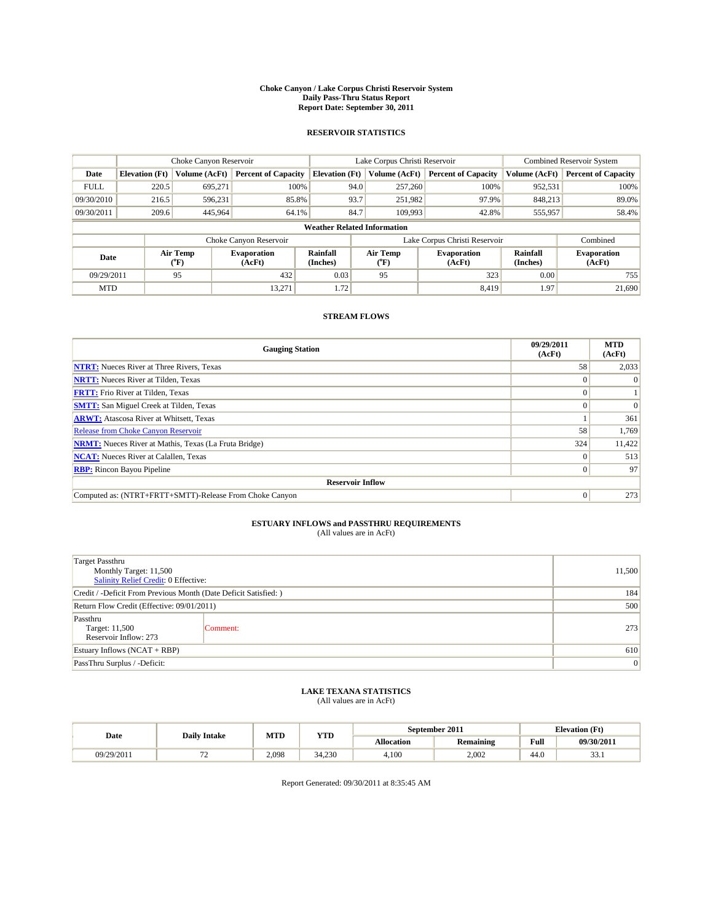**Choke Canyon / Lake Corpus Christi Reservoir System**
**Daily Pass-Thru Status Report**
**Report Date: September 30, 2011**

## RESERVOIR STATISTICS

| | Choke Canyon Reservoir | | | Lake Corpus Christi Reservoir | | | Combined Reservoir System | |
|---|---|---|---|---|---|---|---|---|
| **Date** | **Elevation (Ft)** | **Volume (AcFt)** | **Percent of Capacity** | **Elevation (Ft)** | **Volume (AcFt)** | **Percent of Capacity** | **Volume (AcFt)** | **Percent of Capacity** |
| FULL | 220.5 | 695,271 | 100% | 94.0 | 257,260 | 100% | 952,531 | 100% |
| 09/30/2010 | 216.5 | 596,231 | 85.8% | 93.7 | 251,982 | 97.9% | 848,213 | 89.0% |
| 09/30/2011 | 209.6 | 445,964 | 64.1% | 84.7 | 109,993 | 42.8% | 555,957 | 58.4% |

**Weather Related Information**

| | Choke Canyon Reservoir | | | Lake Corpus Christi Reservoir | | | Combined |
|---|---|---|---|---|---|---|---|
| **Date** | **Air Temp (°F)** | **Evaporation (AcFt)** | **Rainfall (Inches)** | **Air Temp (°F)** | **Evaporation (AcFt)** | **Rainfall (Inches)** | **Evaporation (AcFt)** |
| 09/29/2011 | 95 | 432 | 0.03 | 95 | 323 | 0.00 | 755 |
| MTD | | 13,271 | 1.72 | | 8,419 | 1.97 | 21,690 |

## STREAM FLOWS

| Gauging Station | 09/29/2011 (AcFt) | MTD (AcFt) |
|---|---|---|
| **NTRT:** Nueces River at Three Rivers, Texas | 58 | 2,033 |
| **NRTT:** Nueces River at Tilden, Texas | 0 | 0 |
| **FRTT:** Frio River at Tilden, Texas | 0 | 1 |
| **SMTT:** San Miguel Creek at Tilden, Texas | 0 | 0 |
| **ARWT:** Atascosa River at Whitsett, Texas | 1 | 361 |
| Release from Choke Canyon Reservoir | 58 | 1,769 |
| **NRMT:** Nueces River at Mathis, Texas (La Fruta Bridge) | 324 | 11,422 |
| **NCAT:** Nueces River at Calallen, Texas | 0 | 513 |
| **RBP:** Rincon Bayou Pipeline | 0 | 97 |
| **Reservoir Inflow** | | |
| Computed as: (NTRT+FRTT+SMTT)-Release From Choke Canyon | 0 | 273 |

## ESTUARY INFLOWS and PASSTHRU REQUIREMENTS
(All values are in AcFt)

| | | |
|---|---|---|
| Target Passthru<br>Monthly Target: 11,500<br>Salinity Relief Credit: 0 Effective: | | 11,500 |
| Credit / -Deficit From Previous Month (Date Deficit Satisfied: ) | | 184 |
| Return Flow Credit (Effective: 09/01/2011) | | 500 |
| Passthru<br>Target: 11,500<br>Reservoir Inflow: 273 | Comment: | 273 |
| Estuary Inflows (NCAT + RBP) | | 610 |
| PassThru Surplus / -Deficit: | | 0 |

## LAKE TEXANA STATISTICS
(All values are in AcFt)

| Date | Daily Intake | MTD | YTD | September 2011 | | Elevation (Ft) | |
|---|---|---|---|---|---|---|---|
| | | | | **Allocation** | **Remaining** | **Full** | **09/30/2011** |
| 09/29/2011 | 72 | 2,098 | 34,230 | 4,100 | 2,002 | 44.0 | 33.1 |

Report Generated: 09/30/2011 at 8:35:45 AM